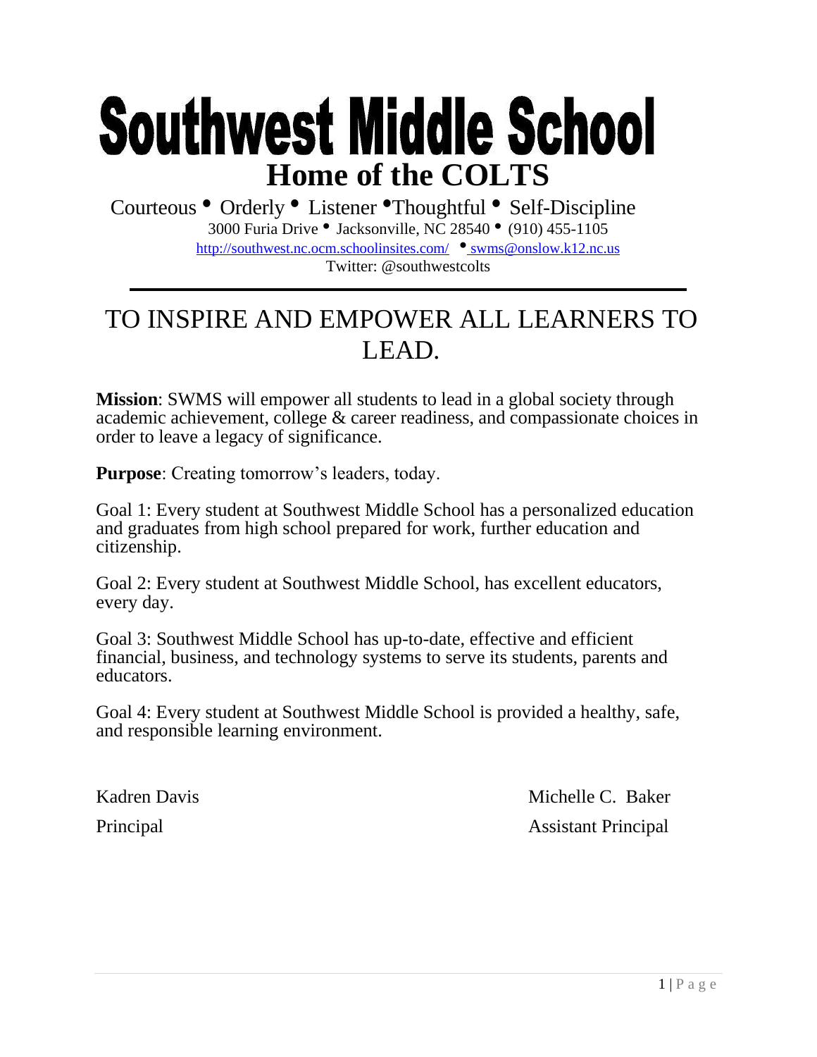# Southwest Middle School

## Home of the COLTS

Courteous • Orderly • Listener •Thoughtful • Self-Discipline

3000 Furia Drive • Jacksonville, NC 28540 • (910) 455-1105

http://southwest.nc.ocm.schoolinsites.com/ • swms@onslow.k12.nc.us

Twitter: @southwestcolts

---

## TO INSPIRE AND EMPOWER ALL LEARNERS TO LEAD.

**Mission**: SWMS will empower all students to lead in a global society through academic achievement, college & career readiness, and compassionate choices in order to leave a legacy of significance.

**Purpose**: Creating tomorrow's leaders, today.

Goal 1: Every student at Southwest Middle School has a personalized education and graduates from high school prepared for work, further education and citizenship.

Goal 2: Every student at Southwest Middle School, has excellent educators, every day.

Goal 3: Southwest Middle School has up-to-date, effective and efficient financial, business, and technology systems to serve its students, parents and educators.

Goal 4: Every student at Southwest Middle School is provided a healthy, safe, and responsible learning environment.

Kadren Davis
Principal

Michelle C. Baker
Assistant Principal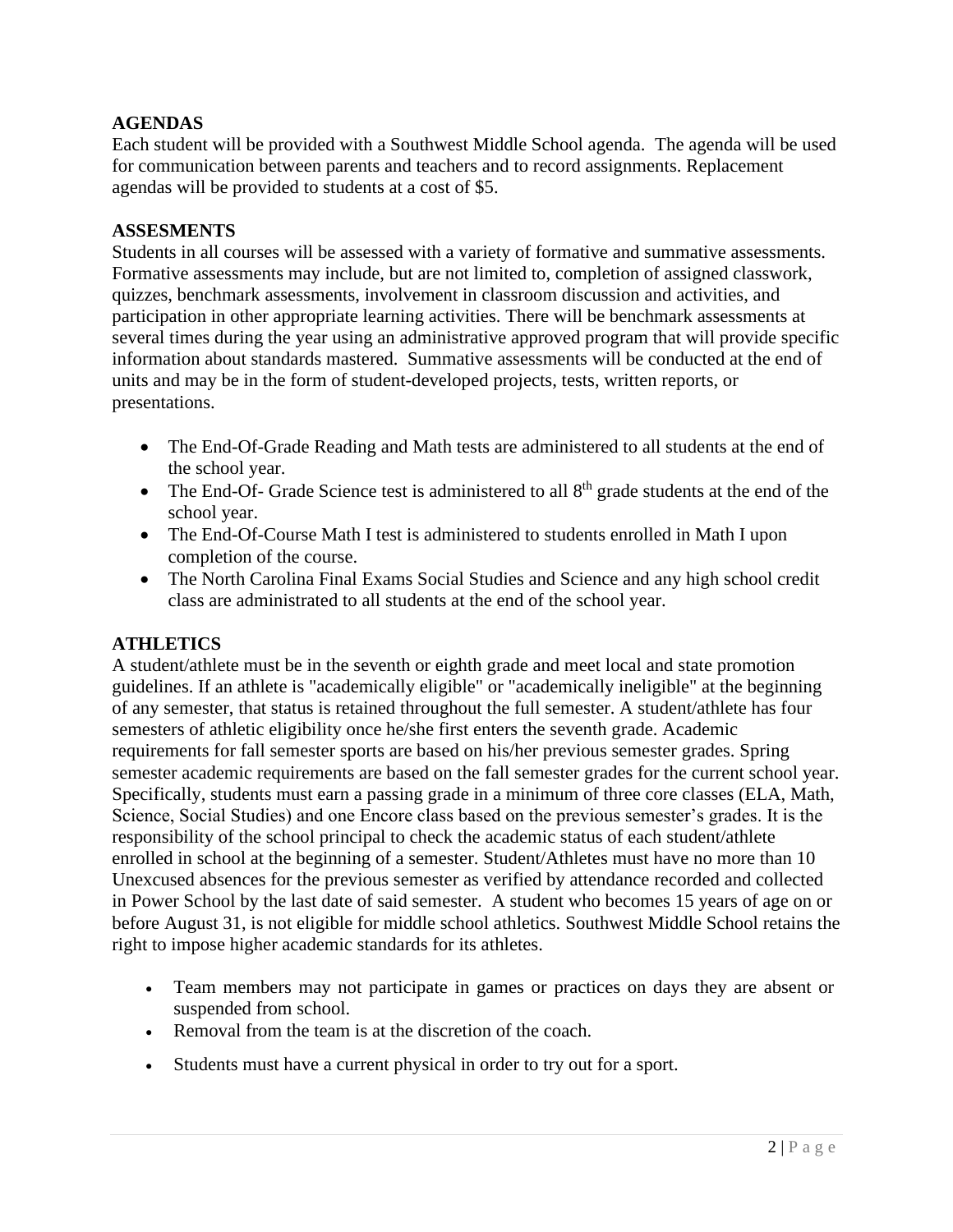**AGENDAS**

Each student will be provided with a Southwest Middle School agenda. The agenda will be used for communication between parents and teachers and to record assignments. Replacement agendas will be provided to students at a cost of $5.

**ASSESMENTS**

Students in all courses will be assessed with a variety of formative and summative assessments. Formative assessments may include, but are not limited to, completion of assigned classwork, quizzes, benchmark assessments, involvement in classroom discussion and activities, and participation in other appropriate learning activities. There will be benchmark assessments at several times during the year using an administrative approved program that will provide specific information about standards mastered. Summative assessments will be conducted at the end of units and may be in the form of student-developed projects, tests, written reports, or presentations.

- The End-Of-Grade Reading and Math tests are administered to all students at the end of the school year.
- The End-Of- Grade Science test is administered to all 8th grade students at the end of the school year.
- The End-Of-Course Math I test is administered to students enrolled in Math I upon completion of the course.
- The North Carolina Final Exams Social Studies and Science and any high school credit class are administrated to all students at the end of the school year.

**ATHLETICS**

A student/athlete must be in the seventh or eighth grade and meet local and state promotion guidelines. If an athlete is "academically eligible" or "academically ineligible" at the beginning of any semester, that status is retained throughout the full semester. A student/athlete has four semesters of athletic eligibility once he/she first enters the seventh grade. Academic requirements for fall semester sports are based on his/her previous semester grades. Spring semester academic requirements are based on the fall semester grades for the current school year. Specifically, students must earn a passing grade in a minimum of three core classes (ELA, Math, Science, Social Studies) and one Encore class based on the previous semester's grades. It is the responsibility of the school principal to check the academic status of each student/athlete enrolled in school at the beginning of a semester. Student/Athletes must have no more than 10 Unexcused absences for the previous semester as verified by attendance recorded and collected in Power School by the last date of said semester. A student who becomes 15 years of age on or before August 31, is not eligible for middle school athletics. Southwest Middle School retains the right to impose higher academic standards for its athletes.

- Team members may not participate in games or practices on days they are absent or suspended from school.
- Removal from the team is at the discretion of the coach.
- Students must have a current physical in order to try out for a sport.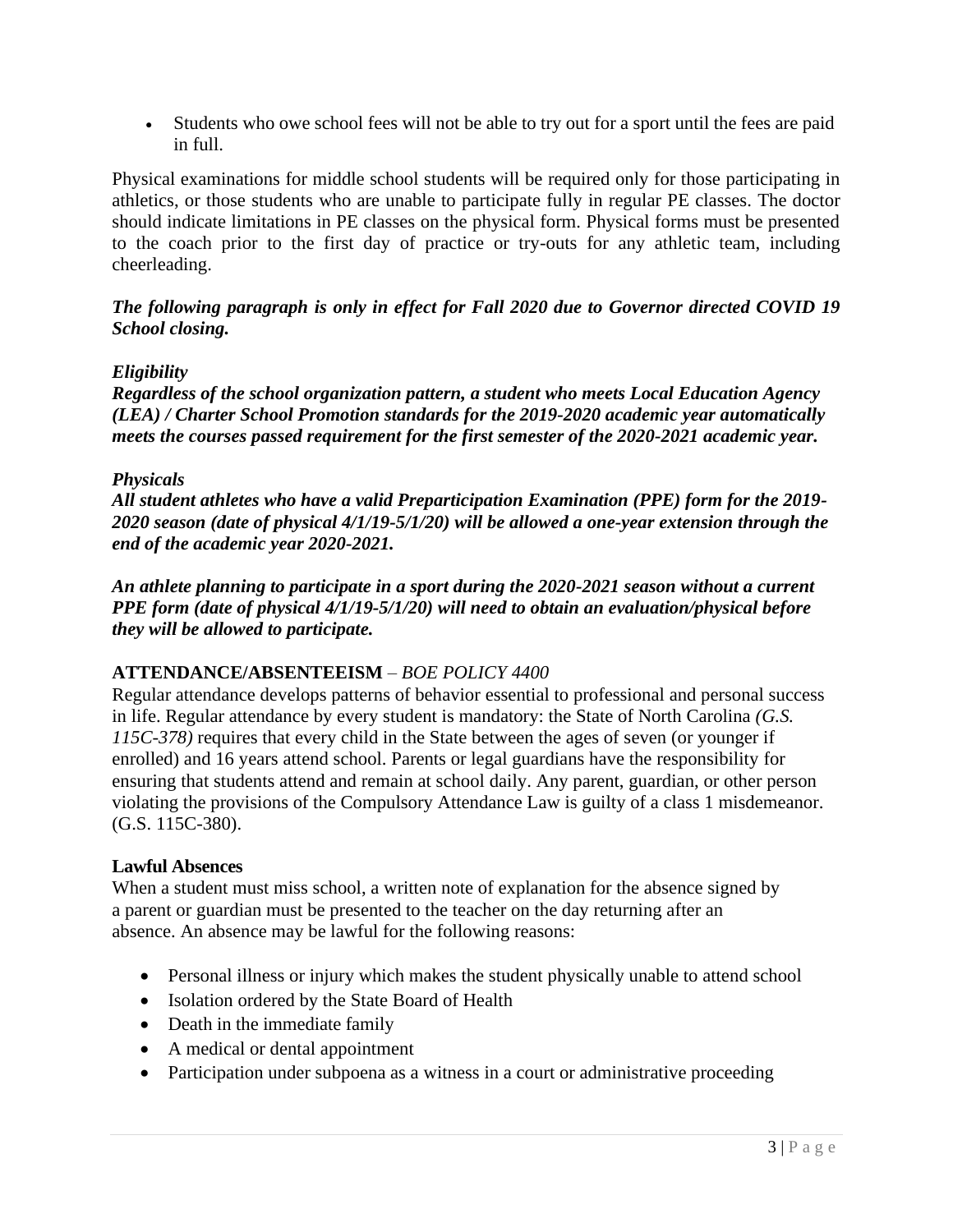- Students who owe school fees will not be able to try out for a sport until the fees are paid in full.

Physical examinations for middle school students will be required only for those participating in athletics, or those students who are unable to participate fully in regular PE classes. The doctor should indicate limitations in PE classes on the physical form. Physical forms must be presented to the coach prior to the first day of practice or try-outs for any athletic team, including cheerleading.

***The following paragraph is only in effect for Fall 2020 due to Governor directed COVID 19 School closing.***

***Eligibility***
***Regardless of the school organization pattern, a student who meets Local Education Agency (LEA) / Charter School Promotion standards for the 2019-2020 academic year automatically meets the courses passed requirement for the first semester of the 2020-2021 academic year.***

***Physicals***
***All student athletes who have a valid Preparticipation Examination (PPE) form for the 2019-2020 season (date of physical 4/1/19-5/1/20) will be allowed a one-year extension through the end of the academic year 2020-2021.***

***An athlete planning to participate in a sport during the 2020-2021 season without a current PPE form (date of physical 4/1/19-5/1/20) will need to obtain an evaluation/physical before they will be allowed to participate.***

**ATTENDANCE/ABSENTEEISM** – *BOE POLICY 4400*
Regular attendance develops patterns of behavior essential to professional and personal success in life. Regular attendance by every student is mandatory: the State of North Carolina *(G.S. 115C-378)* requires that every child in the State between the ages of seven (or younger if enrolled) and 16 years attend school. Parents or legal guardians have the responsibility for ensuring that students attend and remain at school daily. Any parent, guardian, or other person violating the provisions of the Compulsory Attendance Law is guilty of a class 1 misdemeanor. (G.S. 115C-380).

**Lawful Absences**
When a student must miss school, a written note of explanation for the absence signed by a parent or guardian must be presented to the teacher on the day returning after an absence. An absence may be lawful for the following reasons:

- Personal illness or injury which makes the student physically unable to attend school
- Isolation ordered by the State Board of Health
- Death in the immediate family
- A medical or dental appointment
- Participation under subpoena as a witness in a court or administrative proceeding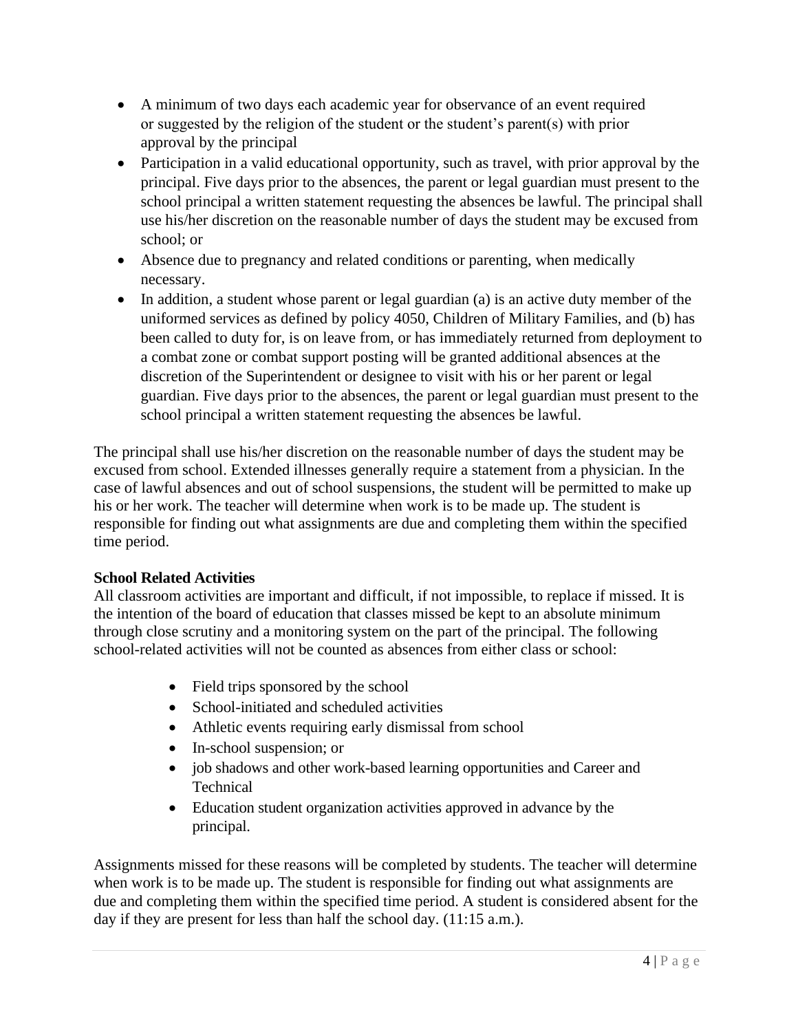- A minimum of two days each academic year for observance of an event required or suggested by the religion of the student or the student's parent(s) with prior approval by the principal
- Participation in a valid educational opportunity, such as travel, with prior approval by the principal. Five days prior to the absences, the parent or legal guardian must present to the school principal a written statement requesting the absences be lawful. The principal shall use his/her discretion on the reasonable number of days the student may be excused from school; or
- Absence due to pregnancy and related conditions or parenting, when medically necessary.
- In addition, a student whose parent or legal guardian (a) is an active duty member of the uniformed services as defined by policy 4050, Children of Military Families, and (b) has been called to duty for, is on leave from, or has immediately returned from deployment to a combat zone or combat support posting will be granted additional absences at the discretion of the Superintendent or designee to visit with his or her parent or legal guardian. Five days prior to the absences, the parent or legal guardian must present to the school principal a written statement requesting the absences be lawful.

The principal shall use his/her discretion on the reasonable number of days the student may be excused from school. Extended illnesses generally require a statement from a physician. In the case of lawful absences and out of school suspensions, the student will be permitted to make up his or her work. The teacher will determine when work is to be made up. The student is responsible for finding out what assignments are due and completing them within the specified time period.

**School Related Activities**

All classroom activities are important and difficult, if not impossible, to replace if missed. It is the intention of the board of education that classes missed be kept to an absolute minimum through close scrutiny and a monitoring system on the part of the principal. The following school-related activities will not be counted as absences from either class or school:

- Field trips sponsored by the school
- School-initiated and scheduled activities
- Athletic events requiring early dismissal from school
- In-school suspension; or
- job shadows and other work-based learning opportunities and Career and Technical
- Education student organization activities approved in advance by the principal.

Assignments missed for these reasons will be completed by students. The teacher will determine when work is to be made up. The student is responsible for finding out what assignments are due and completing them within the specified time period. A student is considered absent for the day if they are present for less than half the school day. (11:15 a.m.).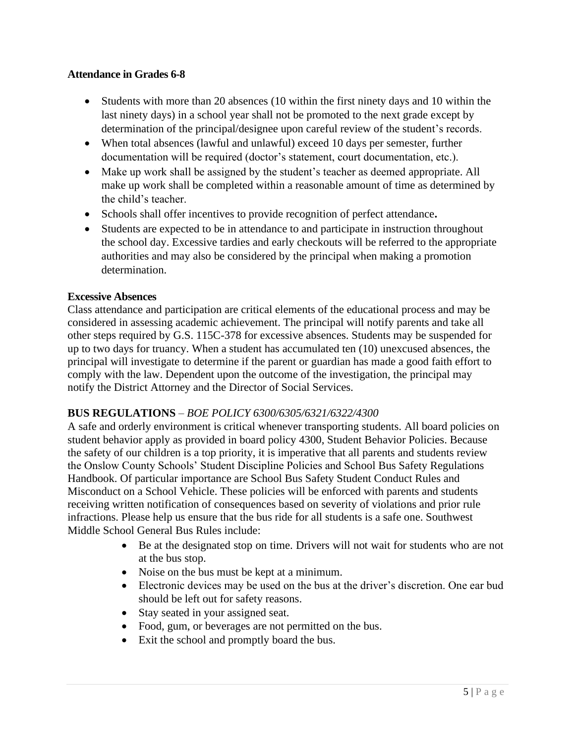**Attendance in Grades 6-8**

- Students with more than 20 absences (10 within the first ninety days and 10 within the last ninety days) in a school year shall not be promoted to the next grade except by determination of the principal/designee upon careful review of the student's records.
- When total absences (lawful and unlawful) exceed 10 days per semester, further documentation will be required (doctor's statement, court documentation, etc.).
- Make up work shall be assigned by the student's teacher as deemed appropriate. All make up work shall be completed within a reasonable amount of time as determined by the child's teacher.
- Schools shall offer incentives to provide recognition of perfect attendance**.**
- Students are expected to be in attendance to and participate in instruction throughout the school day. Excessive tardies and early checkouts will be referred to the appropriate authorities and may also be considered by the principal when making a promotion determination.

**Excessive Absences**

Class attendance and participation are critical elements of the educational process and may be considered in assessing academic achievement. The principal will notify parents and take all other steps required by G.S. 115C-378 for excessive absences. Students may be suspended for up to two days for truancy. When a student has accumulated ten (10) unexcused absences, the principal will investigate to determine if the parent or guardian has made a good faith effort to comply with the law. Dependent upon the outcome of the investigation, the principal may notify the District Attorney and the Director of Social Services.

**BUS REGULATIONS** – *BOE POLICY 6300/6305/6321/6322/4300*

A safe and orderly environment is critical whenever transporting students. All board policies on student behavior apply as provided in board policy 4300, Student Behavior Policies. Because the safety of our children is a top priority, it is imperative that all parents and students review the Onslow County Schools' Student Discipline Policies and School Bus Safety Regulations Handbook. Of particular importance are School Bus Safety Student Conduct Rules and Misconduct on a School Vehicle. These policies will be enforced with parents and students receiving written notification of consequences based on severity of violations and prior rule infractions. Please help us ensure that the bus ride for all students is a safe one. Southwest Middle School General Bus Rules include:

- Be at the designated stop on time. Drivers will not wait for students who are not at the bus stop.
- Noise on the bus must be kept at a minimum.
- Electronic devices may be used on the bus at the driver's discretion. One ear bud should be left out for safety reasons.
- Stay seated in your assigned seat.
- Food, gum, or beverages are not permitted on the bus.
- Exit the school and promptly board the bus.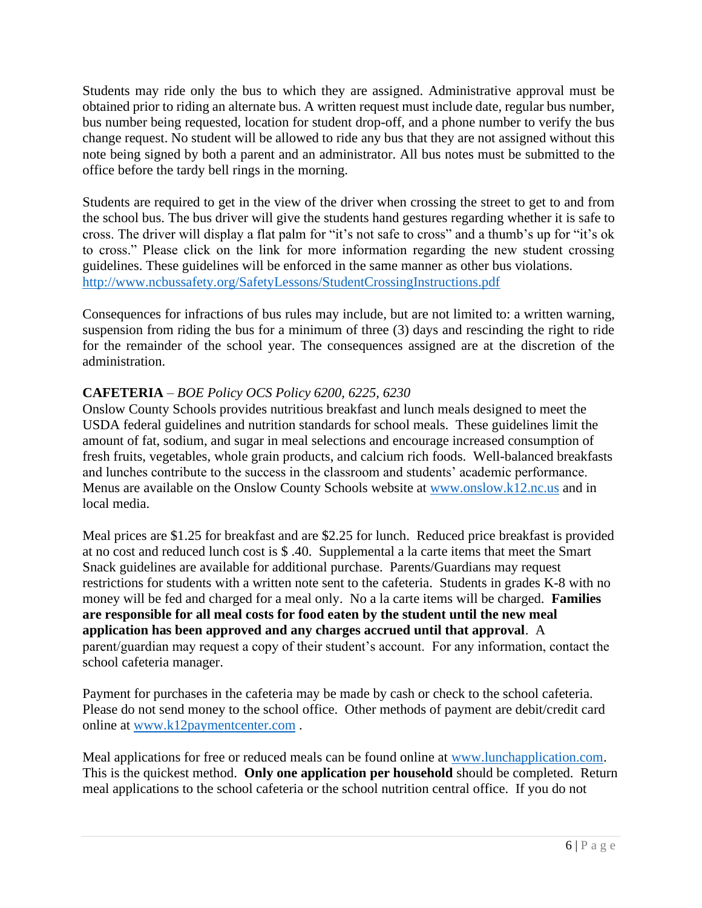Students may ride only the bus to which they are assigned. Administrative approval must be obtained prior to riding an alternate bus. A written request must include date, regular bus number, bus number being requested, location for student drop-off, and a phone number to verify the bus change request. No student will be allowed to ride any bus that they are not assigned without this note being signed by both a parent and an administrator. All bus notes must be submitted to the office before the tardy bell rings in the morning.

Students are required to get in the view of the driver when crossing the street to get to and from the school bus. The bus driver will give the students hand gestures regarding whether it is safe to cross. The driver will display a flat palm for "it's not safe to cross" and a thumb's up for "it's ok to cross." Please click on the link for more information regarding the new student crossing guidelines. These guidelines will be enforced in the same manner as other bus violations. http://www.ncbussafety.org/SafetyLessons/StudentCrossingInstructions.pdf

Consequences for infractions of bus rules may include, but are not limited to: a written warning, suspension from riding the bus for a minimum of three (3) days and rescinding the right to ride for the remainder of the school year. The consequences assigned are at the discretion of the administration.

**CAFETERIA** – *BOE Policy OCS Policy 6200, 6225, 6230*

Onslow County Schools provides nutritious breakfast and lunch meals designed to meet the USDA federal guidelines and nutrition standards for school meals. These guidelines limit the amount of fat, sodium, and sugar in meal selections and encourage increased consumption of fresh fruits, vegetables, whole grain products, and calcium rich foods. Well-balanced breakfasts and lunches contribute to the success in the classroom and students' academic performance. Menus are available on the Onslow County Schools website at www.onslow.k12.nc.us and in local media.

Meal prices are $1.25 for breakfast and are $2.25 for lunch. Reduced price breakfast is provided at no cost and reduced lunch cost is $ .40. Supplemental a la carte items that meet the Smart Snack guidelines are available for additional purchase. Parents/Guardians may request restrictions for students with a written note sent to the cafeteria. Students in grades K-8 with no money will be fed and charged for a meal only. No a la carte items will be charged. **Families are responsible for all meal costs for food eaten by the student until the new meal application has been approved and any charges accrued until that approval**. A parent/guardian may request a copy of their student's account. For any information, contact the school cafeteria manager.

Payment for purchases in the cafeteria may be made by cash or check to the school cafeteria. Please do not send money to the school office. Other methods of payment are debit/credit card online at www.k12paymentcenter.com .

Meal applications for free or reduced meals can be found online at www.lunchapplication.com. This is the quickest method. **Only one application per household** should be completed. Return meal applications to the school cafeteria or the school nutrition central office. If you do not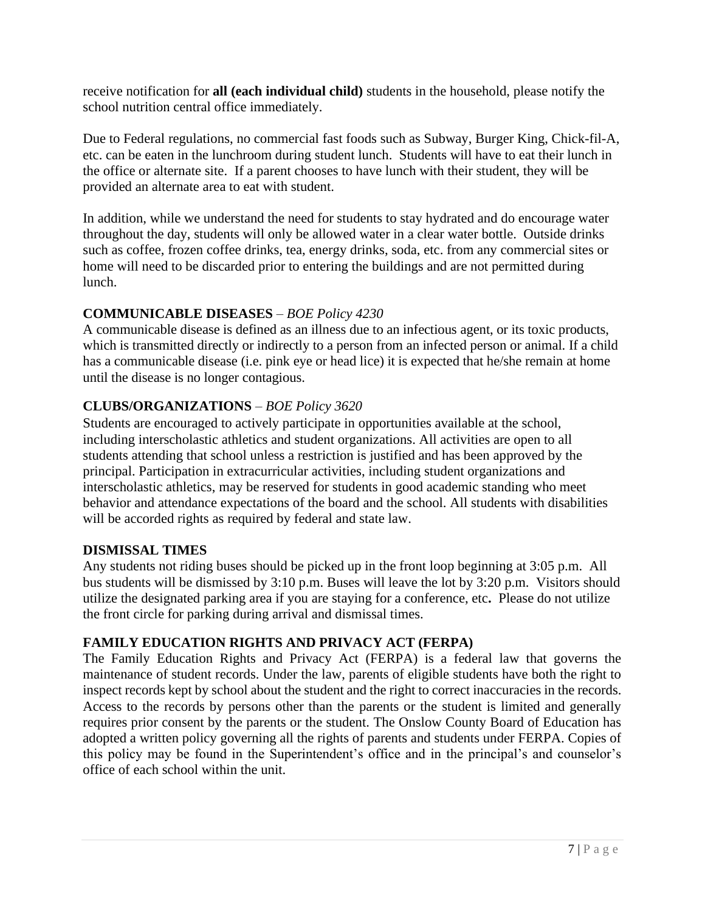receive notification for **all (each individual child)** students in the household, please notify the school nutrition central office immediately.

Due to Federal regulations, no commercial fast foods such as Subway, Burger King, Chick-fil-A, etc. can be eaten in the lunchroom during student lunch. Students will have to eat their lunch in the office or alternate site. If a parent chooses to have lunch with their student, they will be provided an alternate area to eat with student.

In addition, while we understand the need for students to stay hydrated and do encourage water throughout the day, students will only be allowed water in a clear water bottle. Outside drinks such as coffee, frozen coffee drinks, tea, energy drinks, soda, etc. from any commercial sites or home will need to be discarded prior to entering the buildings and are not permitted during lunch.

### COMMUNICABLE DISEASES – *BOE Policy 4230*

A communicable disease is defined as an illness due to an infectious agent, or its toxic products, which is transmitted directly or indirectly to a person from an infected person or animal. If a child has a communicable disease (i.e. pink eye or head lice) it is expected that he/she remain at home until the disease is no longer contagious.

### CLUBS/ORGANIZATIONS – *BOE Policy 3620*

Students are encouraged to actively participate in opportunities available at the school, including interscholastic athletics and student organizations. All activities are open to all students attending that school unless a restriction is justified and has been approved by the principal. Participation in extracurricular activities, including student organizations and interscholastic athletics, may be reserved for students in good academic standing who meet behavior and attendance expectations of the board and the school. All students with disabilities will be accorded rights as required by federal and state law.

### DISMISSAL TIMES

Any students not riding buses should be picked up in the front loop beginning at 3:05 p.m. All bus students will be dismissed by 3:10 p.m. Buses will leave the lot by 3:20 p.m. Visitors should utilize the designated parking area if you are staying for a conference, etc. Please do not utilize the front circle for parking during arrival and dismissal times.

### FAMILY EDUCATION RIGHTS AND PRIVACY ACT (FERPA)

The Family Education Rights and Privacy Act (FERPA) is a federal law that governs the maintenance of student records. Under the law, parents of eligible students have both the right to inspect records kept by school about the student and the right to correct inaccuracies in the records. Access to the records by persons other than the parents or the student is limited and generally requires prior consent by the parents or the student. The Onslow County Board of Education has adopted a written policy governing all the rights of parents and students under FERPA. Copies of this policy may be found in the Superintendent's office and in the principal's and counselor's office of each school within the unit.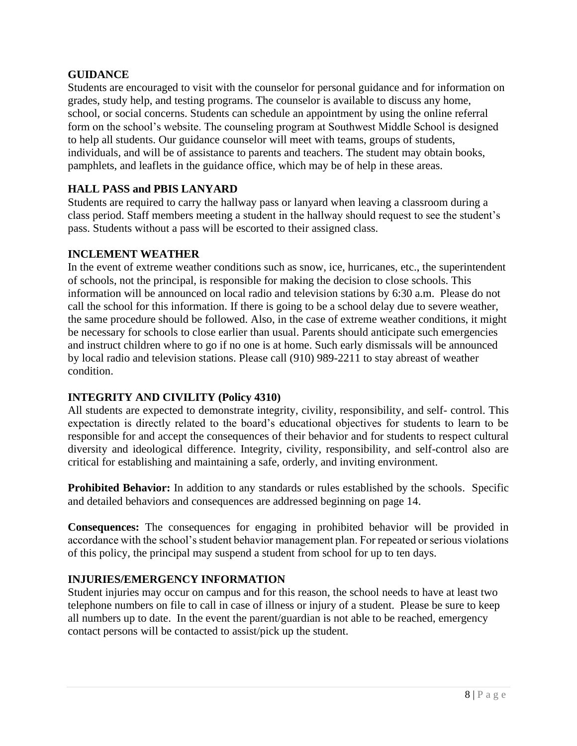## GUIDANCE

Students are encouraged to visit with the counselor for personal guidance and for information on grades, study help, and testing programs. The counselor is available to discuss any home, school, or social concerns. Students can schedule an appointment by using the online referral form on the school's website. The counseling program at Southwest Middle School is designed to help all students. Our guidance counselor will meet with teams, groups of students, individuals, and will be of assistance to parents and teachers. The student may obtain books, pamphlets, and leaflets in the guidance office, which may be of help in these areas.

## HALL PASS and PBIS LANYARD

Students are required to carry the hallway pass or lanyard when leaving a classroom during a class period. Staff members meeting a student in the hallway should request to see the student's pass. Students without a pass will be escorted to their assigned class.

## INCLEMENT WEATHER

In the event of extreme weather conditions such as snow, ice, hurricanes, etc., the superintendent of schools, not the principal, is responsible for making the decision to close schools. This information will be announced on local radio and television stations by 6:30 a.m. Please do not call the school for this information. If there is going to be a school delay due to severe weather, the same procedure should be followed. Also, in the case of extreme weather conditions, it might be necessary for schools to close earlier than usual. Parents should anticipate such emergencies and instruct children where to go if no one is at home. Such early dismissals will be announced by local radio and television stations. Please call (910) 989-2211 to stay abreast of weather condition.

## INTEGRITY AND CIVILITY (Policy 4310)

All students are expected to demonstrate integrity, civility, responsibility, and self- control. This expectation is directly related to the board's educational objectives for students to learn to be responsible for and accept the consequences of their behavior and for students to respect cultural diversity and ideological difference. Integrity, civility, responsibility, and self-control also are critical for establishing and maintaining a safe, orderly, and inviting environment.

**Prohibited Behavior:** In addition to any standards or rules established by the schools. Specific and detailed behaviors and consequences are addressed beginning on page 14.

**Consequences:** The consequences for engaging in prohibited behavior will be provided in accordance with the school's student behavior management plan. For repeated or serious violations of this policy, the principal may suspend a student from school for up to ten days.

## INJURIES/EMERGENCY INFORMATION

Student injuries may occur on campus and for this reason, the school needs to have at least two telephone numbers on file to call in case of illness or injury of a student. Please be sure to keep all numbers up to date. In the event the parent/guardian is not able to be reached, emergency contact persons will be contacted to assist/pick up the student.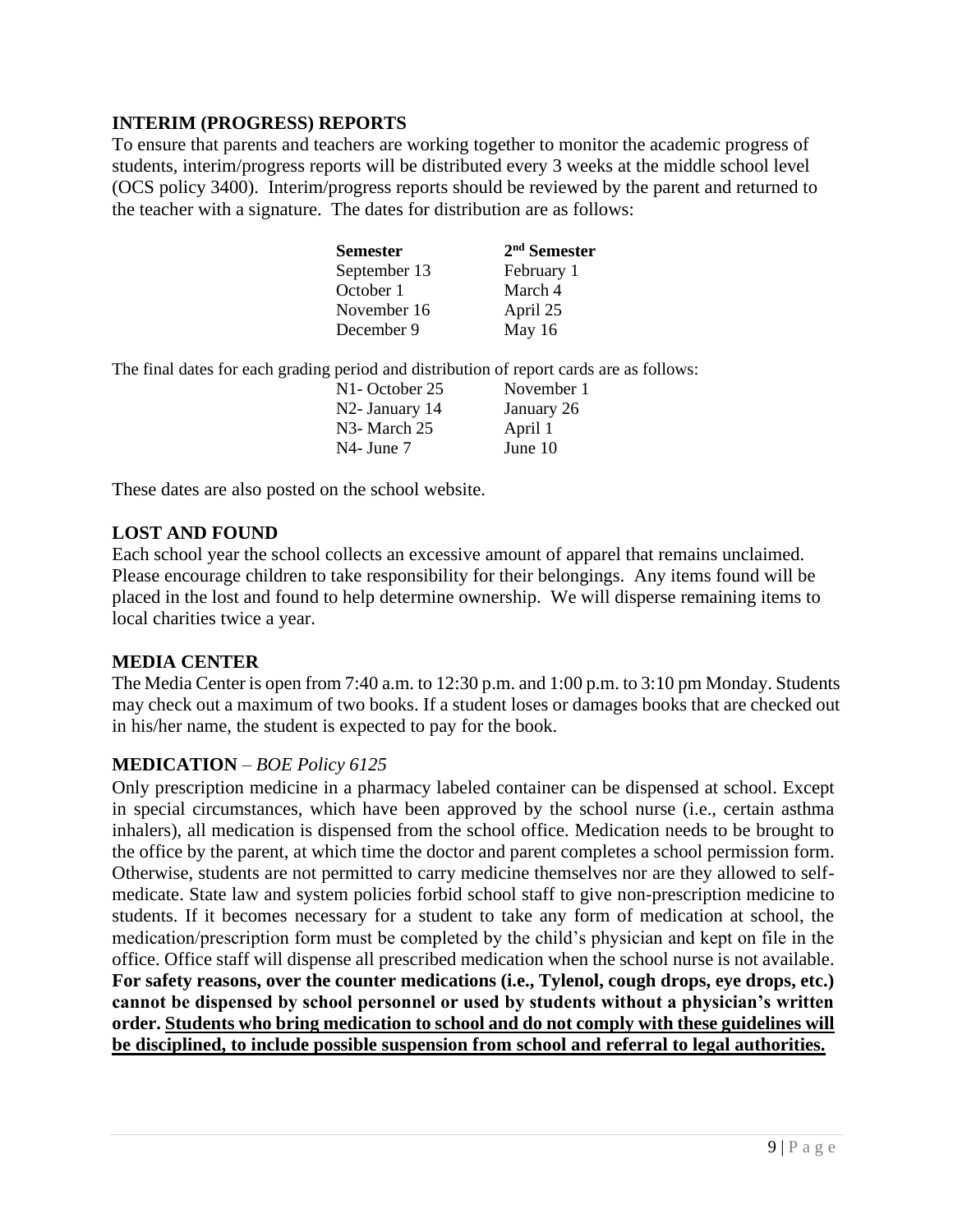**INTERIM (PROGRESS) REPORTS**

To ensure that parents and teachers are working together to monitor the academic progress of students, interim/progress reports will be distributed every 3 weeks at the middle school level (OCS policy 3400). Interim/progress reports should be reviewed by the parent and returned to the teacher with a signature. The dates for distribution are as follows:

| Semester | 2nd Semester |
|---|---|
| September 13 | February 1 |
| October 1 | March 4 |
| November 16 | April 25 |
| December 9 | May 16 |

The final dates for each grading period and distribution of report cards are as follows:

| | |
|---|---|
| N1- October 25 | November 1 |
| N2- January 14 | January 26 |
| N3- March 25 | April 1 |
| N4- June 7 | June 10 |

These dates are also posted on the school website.

**LOST AND FOUND**

Each school year the school collects an excessive amount of apparel that remains unclaimed. Please encourage children to take responsibility for their belongings. Any items found will be placed in the lost and found to help determine ownership. We will disperse remaining items to local charities twice a year.

**MEDIA CENTER**

The Media Center is open from 7:40 a.m. to 12:30 p.m. and 1:00 p.m. to 3:10 pm Monday. Students may check out a maximum of two books. If a student loses or damages books that are checked out in his/her name, the student is expected to pay for the book.

**MEDICATION** – *BOE Policy 6125*

Only prescription medicine in a pharmacy labeled container can be dispensed at school. Except in special circumstances, which have been approved by the school nurse (i.e., certain asthma inhalers), all medication is dispensed from the school office. Medication needs to be brought to the office by the parent, at which time the doctor and parent completes a school permission form. Otherwise, students are not permitted to carry medicine themselves nor are they allowed to self-medicate. State law and system policies forbid school staff to give non-prescription medicine to students. If it becomes necessary for a student to take any form of medication at school, the medication/prescription form must be completed by the child's physician and kept on file in the office. Office staff will dispense all prescribed medication when the school nurse is not available. **For safety reasons, over the counter medications (i.e., Tylenol, cough drops, eye drops, etc.) cannot be dispensed by school personnel or used by students without a physician's written order. <u>Students who bring medication to school and do not comply with these guidelines will be disciplined, to include possible suspension from school and referral to legal authorities.</u>**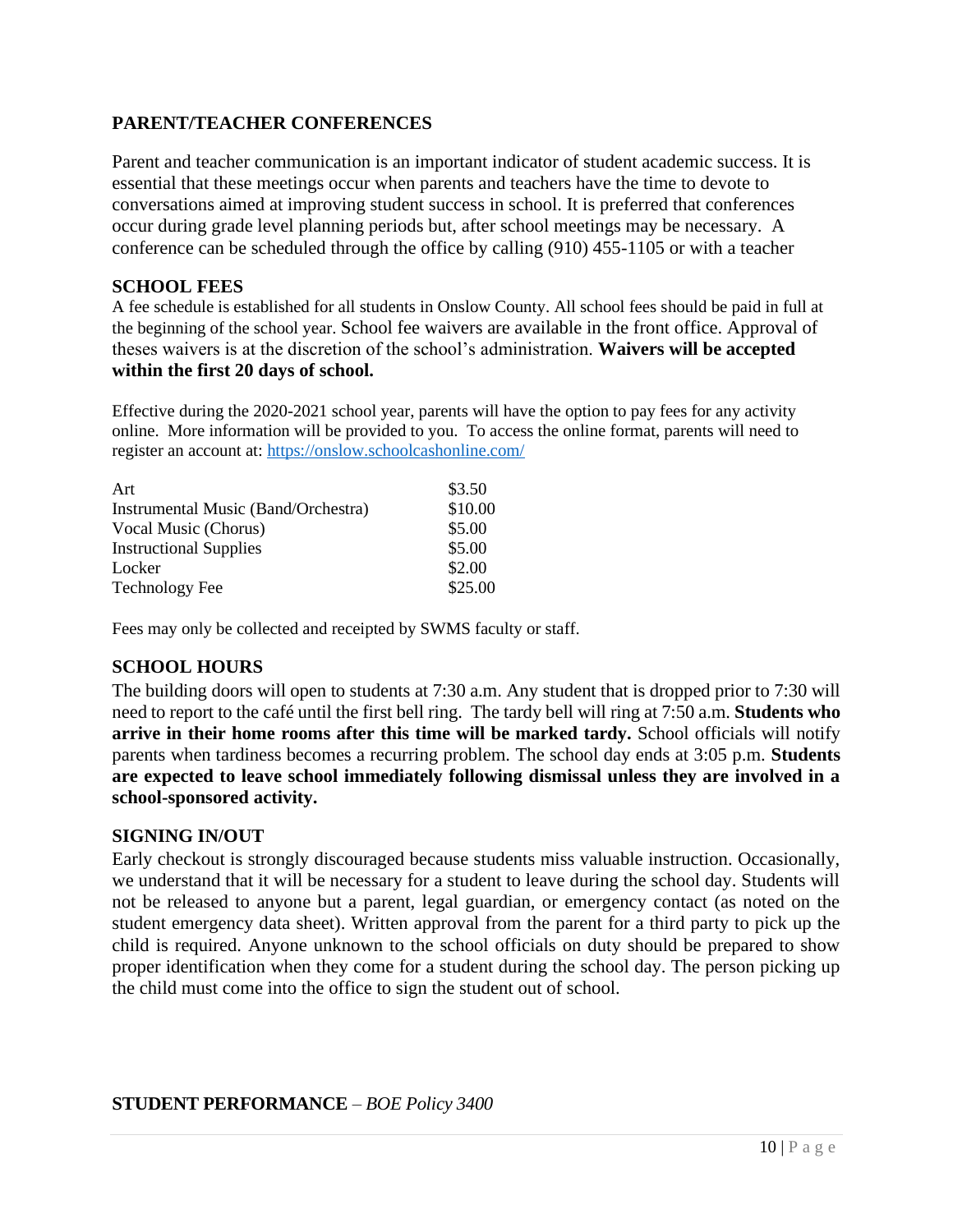## PARENT/TEACHER CONFERENCES

Parent and teacher communication is an important indicator of student academic success. It is essential that these meetings occur when parents and teachers have the time to devote to conversations aimed at improving student success in school. It is preferred that conferences occur during grade level planning periods but, after school meetings may be necessary. A conference can be scheduled through the office by calling (910) 455-1105 or with a teacher

## SCHOOL FEES

A fee schedule is established for all students in Onslow County. All school fees should be paid in full at the beginning of the school year. School fee waivers are available in the front office. Approval of theses waivers is at the discretion of the school's administration. **Waivers will be accepted within the first 20 days of school.**

Effective during the 2020-2021 school year, parents will have the option to pay fees for any activity online. More information will be provided to you. To access the online format, parents will need to register an account at: https://onslow.schoolcashonline.com/

| | |
|---|---|
| Art | $3.50 |
| Instrumental Music (Band/Orchestra) | $10.00 |
| Vocal Music (Chorus) | $5.00 |
| Instructional Supplies | $5.00 |
| Locker | $2.00 |
| Technology Fee | $25.00 |

Fees may only be collected and receipted by SWMS faculty or staff.

## SCHOOL HOURS

The building doors will open to students at 7:30 a.m. Any student that is dropped prior to 7:30 will need to report to the café until the first bell ring. The tardy bell will ring at 7:50 a.m. **Students who arrive in their home rooms after this time will be marked tardy.** School officials will notify parents when tardiness becomes a recurring problem. The school day ends at 3:05 p.m. **Students are expected to leave school immediately following dismissal unless they are involved in a school-sponsored activity.**

## SIGNING IN/OUT

Early checkout is strongly discouraged because students miss valuable instruction. Occasionally, we understand that it will be necessary for a student to leave during the school day. Students will not be released to anyone but a parent, legal guardian, or emergency contact (as noted on the student emergency data sheet). Written approval from the parent for a third party to pick up the child is required. Anyone unknown to the school officials on duty should be prepared to show proper identification when they come for a student during the school day. The person picking up the child must come into the office to sign the student out of school.

## STUDENT PERFORMANCE – *BOE Policy 3400*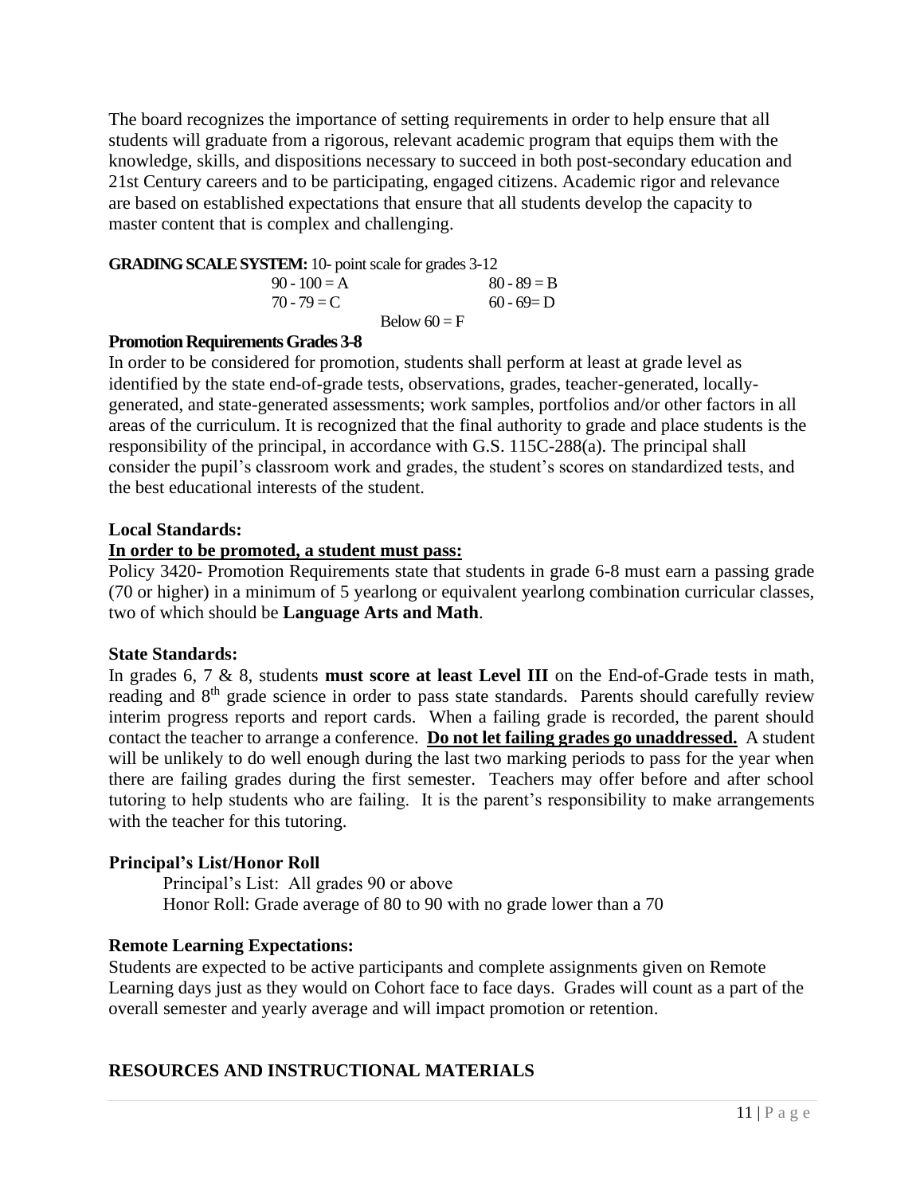The board recognizes the importance of setting requirements in order to help ensure that all students will graduate from a rigorous, relevant academic program that equips them with the knowledge, skills, and dispositions necessary to succeed in both post-secondary education and 21st Century careers and to be participating, engaged citizens. Academic rigor and relevance are based on established expectations that ensure that all students develop the capacity to master content that is complex and challenging.

**GRADING SCALE SYSTEM:** 10- point scale for grades 3-12

| | |
|---|---|
| 90 - 100 = A | 80 - 89 = B |
| 70 - 79 = C | 60 - 69= D |
| Below 60 = F | |

**Promotion Requirements Grades 3-8**

In order to be considered for promotion, students shall perform at least at grade level as identified by the state end-of-grade tests, observations, grades, teacher-generated, locally-generated, and state-generated assessments; work samples, portfolios and/or other factors in all areas of the curriculum. It is recognized that the final authority to grade and place students is the responsibility of the principal, in accordance with G.S. 115C-288(a). The principal shall consider the pupil's classroom work and grades, the student's scores on standardized tests, and the best educational interests of the student.

**Local Standards:**

**<u>In order to be promoted, a student must pass:</u>**

Policy 3420- Promotion Requirements state that students in grade 6-8 must earn a passing grade (70 or higher) in a minimum of 5 yearlong or equivalent yearlong combination curricular classes, two of which should be **Language Arts and Math**.

**State Standards:**

In grades 6, 7 & 8, students **must score at least Level III** on the End-of-Grade tests in math, reading and 8th grade science in order to pass state standards. Parents should carefully review interim progress reports and report cards. When a failing grade is recorded, the parent should contact the teacher to arrange a conference. **<u>Do not let failing grades go unaddressed.</u>** A student will be unlikely to do well enough during the last two marking periods to pass for the year when there are failing grades during the first semester. Teachers may offer before and after school tutoring to help students who are failing. It is the parent's responsibility to make arrangements with the teacher for this tutoring.

**Principal's List/Honor Roll**

Principal's List: All grades 90 or above
Honor Roll: Grade average of 80 to 90 with no grade lower than a 70

**Remote Learning Expectations:**

Students are expected to be active participants and complete assignments given on Remote Learning days just as they would on Cohort face to face days. Grades will count as a part of the overall semester and yearly average and will impact promotion or retention.

## RESOURCES AND INSTRUCTIONAL MATERIALS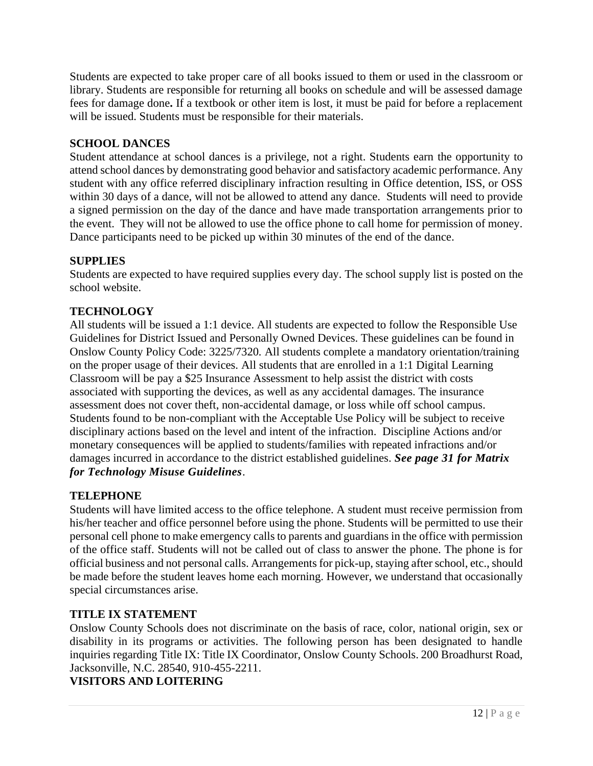Students are expected to take proper care of all books issued to them or used in the classroom or library. Students are responsible for returning all books on schedule and will be assessed damage fees for damage done**.** If a textbook or other item is lost, it must be paid for before a replacement will be issued. Students must be responsible for their materials.

## SCHOOL DANCES

Student attendance at school dances is a privilege, not a right. Students earn the opportunity to attend school dances by demonstrating good behavior and satisfactory academic performance. Any student with any office referred disciplinary infraction resulting in Office detention, ISS, or OSS within 30 days of a dance, will not be allowed to attend any dance. Students will need to provide a signed permission on the day of the dance and have made transportation arrangements prior to the event. They will not be allowed to use the office phone to call home for permission of money. Dance participants need to be picked up within 30 minutes of the end of the dance.

## SUPPLIES

Students are expected to have required supplies every day. The school supply list is posted on the school website.

## TECHNOLOGY

All students will be issued a 1:1 device. All students are expected to follow the Responsible Use Guidelines for District Issued and Personally Owned Devices. These guidelines can be found in Onslow County Policy Code: 3225/7320. All students complete a mandatory orientation/training on the proper usage of their devices. All students that are enrolled in a 1:1 Digital Learning Classroom will be pay a $25 Insurance Assessment to help assist the district with costs associated with supporting the devices, as well as any accidental damages. The insurance assessment does not cover theft, non-accidental damage, or loss while off school campus. Students found to be non-compliant with the Acceptable Use Policy will be subject to receive disciplinary actions based on the level and intent of the infraction. Discipline Actions and/or monetary consequences will be applied to students/families with repeated infractions and/or damages incurred in accordance to the district established guidelines. ***See page 31 for Matrix for Technology Misuse Guidelines***.

## TELEPHONE

Students will have limited access to the office telephone. A student must receive permission from his/her teacher and office personnel before using the phone. Students will be permitted to use their personal cell phone to make emergency calls to parents and guardians in the office with permission of the office staff. Students will not be called out of class to answer the phone. The phone is for official business and not personal calls. Arrangements for pick-up, staying after school, etc., should be made before the student leaves home each morning. However, we understand that occasionally special circumstances arise.

## TITLE IX STATEMENT

Onslow County Schools does not discriminate on the basis of race, color, national origin, sex or disability in its programs or activities. The following person has been designated to handle inquiries regarding Title IX: Title IX Coordinator, Onslow County Schools. 200 Broadhurst Road, Jacksonville, N.C. 28540, 910-455-2211.

## VISITORS AND LOITERING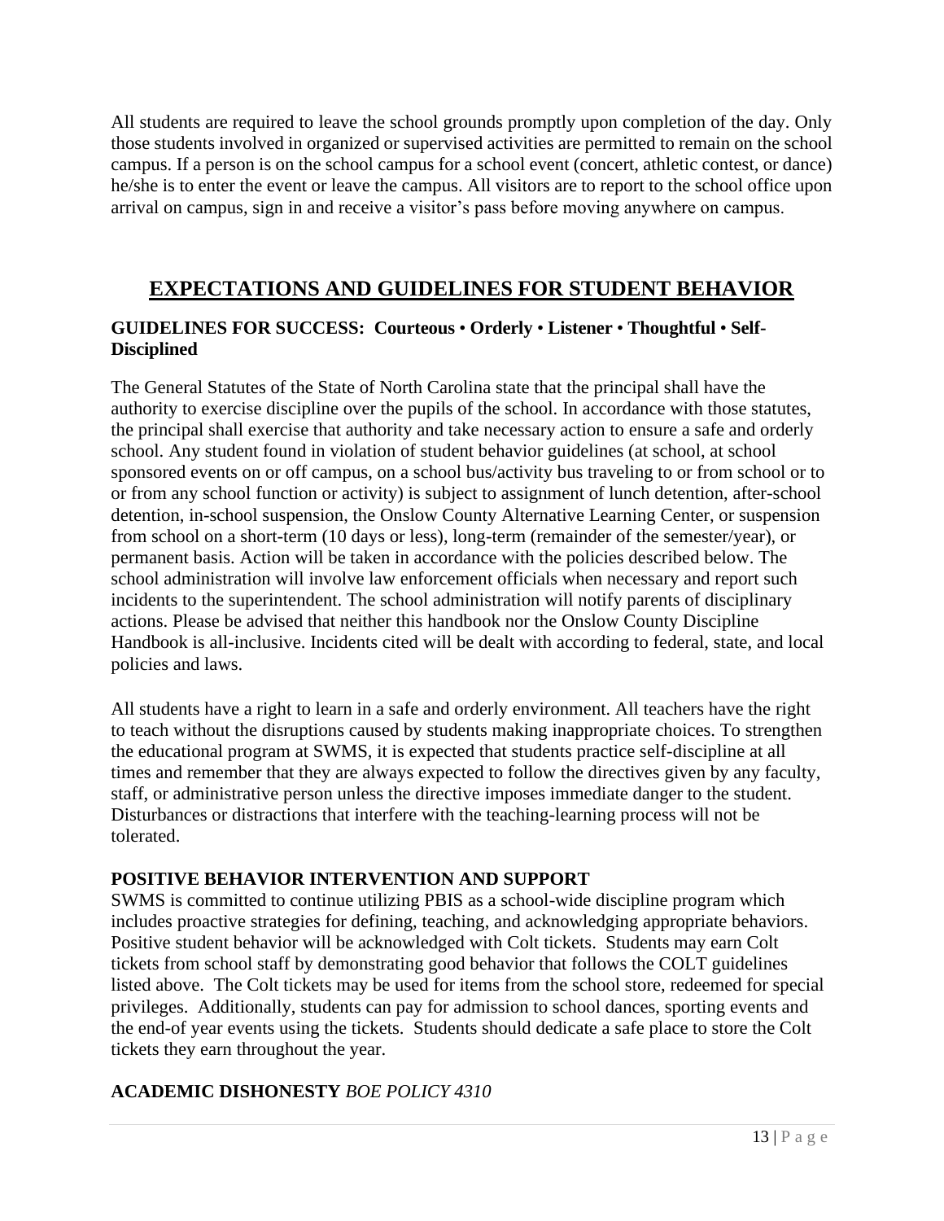All students are required to leave the school grounds promptly upon completion of the day. Only those students involved in organized or supervised activities are permitted to remain on the school campus. If a person is on the school campus for a school event (concert, athletic contest, or dance) he/she is to enter the event or leave the campus. All visitors are to report to the school office upon arrival on campus, sign in and receive a visitor's pass before moving anywhere on campus.

# EXPECTATIONS AND GUIDELINES FOR STUDENT BEHAVIOR

**GUIDELINES FOR SUCCESS: Courteous • Orderly • Listener • Thoughtful • Self-Disciplined**

The General Statutes of the State of North Carolina state that the principal shall have the authority to exercise discipline over the pupils of the school. In accordance with those statutes, the principal shall exercise that authority and take necessary action to ensure a safe and orderly school. Any student found in violation of student behavior guidelines (at school, at school sponsored events on or off campus, on a school bus/activity bus traveling to or from school or to or from any school function or activity) is subject to assignment of lunch detention, after-school detention, in-school suspension, the Onslow County Alternative Learning Center, or suspension from school on a short-term (10 days or less), long-term (remainder of the semester/year), or permanent basis. Action will be taken in accordance with the policies described below. The school administration will involve law enforcement officials when necessary and report such incidents to the superintendent. The school administration will notify parents of disciplinary actions. Please be advised that neither this handbook nor the Onslow County Discipline Handbook is all-inclusive. Incidents cited will be dealt with according to federal, state, and local policies and laws.

All students have a right to learn in a safe and orderly environment. All teachers have the right to teach without the disruptions caused by students making inappropriate choices. To strengthen the educational program at SWMS, it is expected that students practice self-discipline at all times and remember that they are always expected to follow the directives given by any faculty, staff, or administrative person unless the directive imposes immediate danger to the student. Disturbances or distractions that interfere with the teaching-learning process will not be tolerated.

### POSITIVE BEHAVIOR INTERVENTION AND SUPPORT

SWMS is committed to continue utilizing PBIS as a school-wide discipline program which includes proactive strategies for defining, teaching, and acknowledging appropriate behaviors. Positive student behavior will be acknowledged with Colt tickets. Students may earn Colt tickets from school staff by demonstrating good behavior that follows the COLT guidelines listed above. The Colt tickets may be used for items from the school store, redeemed for special privileges. Additionally, students can pay for admission to school dances, sporting events and the end-of year events using the tickets. Students should dedicate a safe place to store the Colt tickets they earn throughout the year.

### ACADEMIC DISHONESTY *BOE POLICY 4310*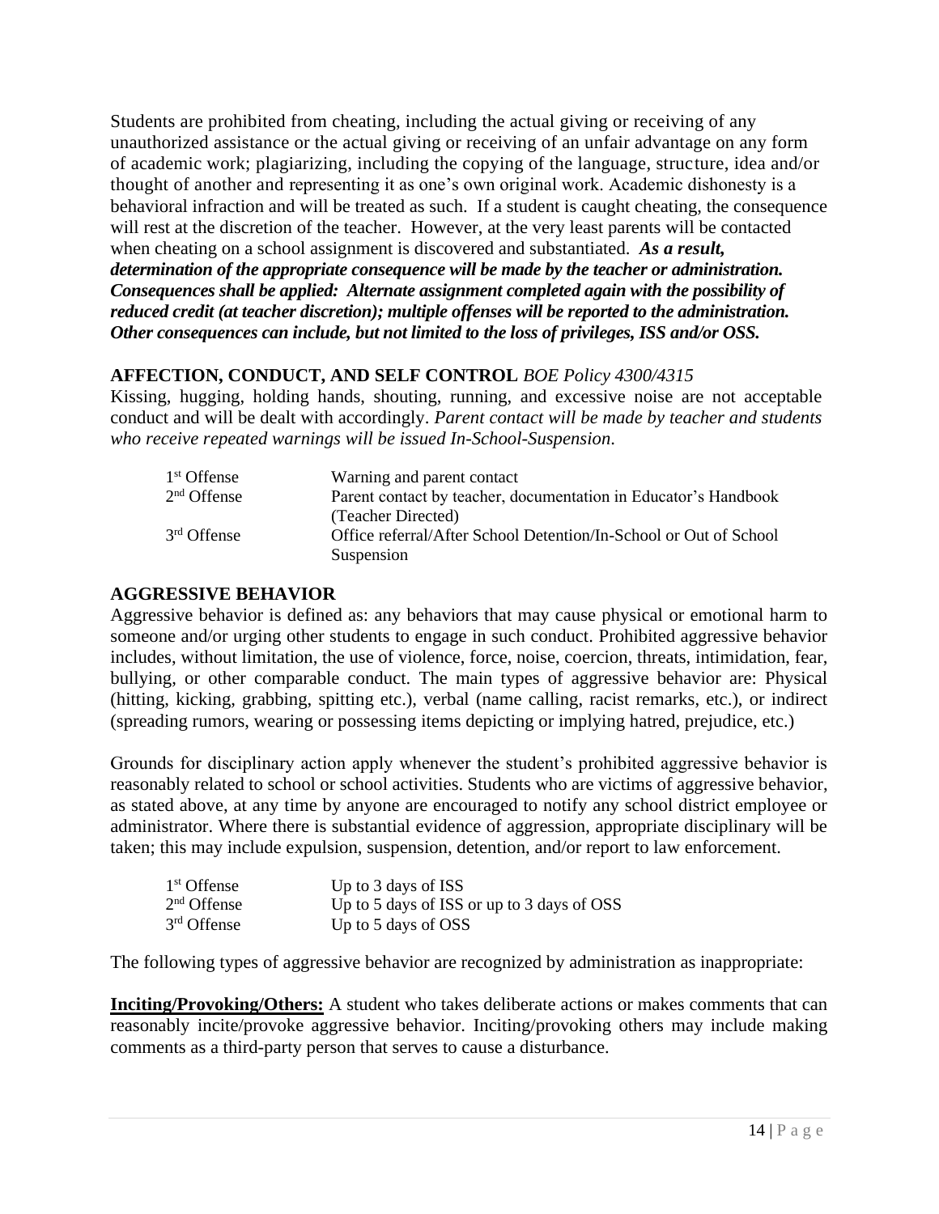Students are prohibited from cheating, including the actual giving or receiving of any unauthorized assistance or the actual giving or receiving of an unfair advantage on any form of academic work; plagiarizing, including the copying of the language, structure, idea and/or thought of another and representing it as one's own original work. Academic dishonesty is a behavioral infraction and will be treated as such. If a student is caught cheating, the consequence will rest at the discretion of the teacher. However, at the very least parents will be contacted when cheating on a school assignment is discovered and substantiated. ***As a result, determination of the appropriate consequence will be made by the teacher or administration. Consequences shall be applied: Alternate assignment completed again with the possibility of reduced credit (at teacher discretion); multiple offenses will be reported to the administration. Other consequences can include, but not limited to the loss of privileges, ISS and/or OSS.***

### AFFECTION, CONDUCT, AND SELF CONTROL *BOE Policy 4300/4315*

Kissing, hugging, holding hands, shouting, running, and excessive noise are not acceptable conduct and will be dealt with accordingly. *Parent contact will be made by teacher and students who receive repeated warnings will be issued In-School-Suspension.*

| | |
|---|---|
| 1st Offense | Warning and parent contact |
| 2nd Offense | Parent contact by teacher, documentation in Educator's Handbook (Teacher Directed) |
| 3rd Offense | Office referral/After School Detention/In-School or Out of School Suspension |

### AGGRESSIVE BEHAVIOR

Aggressive behavior is defined as: any behaviors that may cause physical or emotional harm to someone and/or urging other students to engage in such conduct. Prohibited aggressive behavior includes, without limitation, the use of violence, force, noise, coercion, threats, intimidation, fear, bullying, or other comparable conduct. The main types of aggressive behavior are: Physical (hitting, kicking, grabbing, spitting etc.), verbal (name calling, racist remarks, etc.), or indirect (spreading rumors, wearing or possessing items depicting or implying hatred, prejudice, etc.)

Grounds for disciplinary action apply whenever the student's prohibited aggressive behavior is reasonably related to school or school activities. Students who are victims of aggressive behavior, as stated above, at any time by anyone are encouraged to notify any school district employee or administrator. Where there is substantial evidence of aggression, appropriate disciplinary will be taken; this may include expulsion, suspension, detention, and/or report to law enforcement.

| | |
|---|---|
| 1st Offense | Up to 3 days of ISS |
| 2nd Offense | Up to 5 days of ISS or up to 3 days of OSS |
| 3rd Offense | Up to 5 days of OSS |

The following types of aggressive behavior are recognized by administration as inappropriate:

**Inciting/Provoking/Others:** A student who takes deliberate actions or makes comments that can reasonably incite/provoke aggressive behavior. Inciting/provoking others may include making comments as a third-party person that serves to cause a disturbance.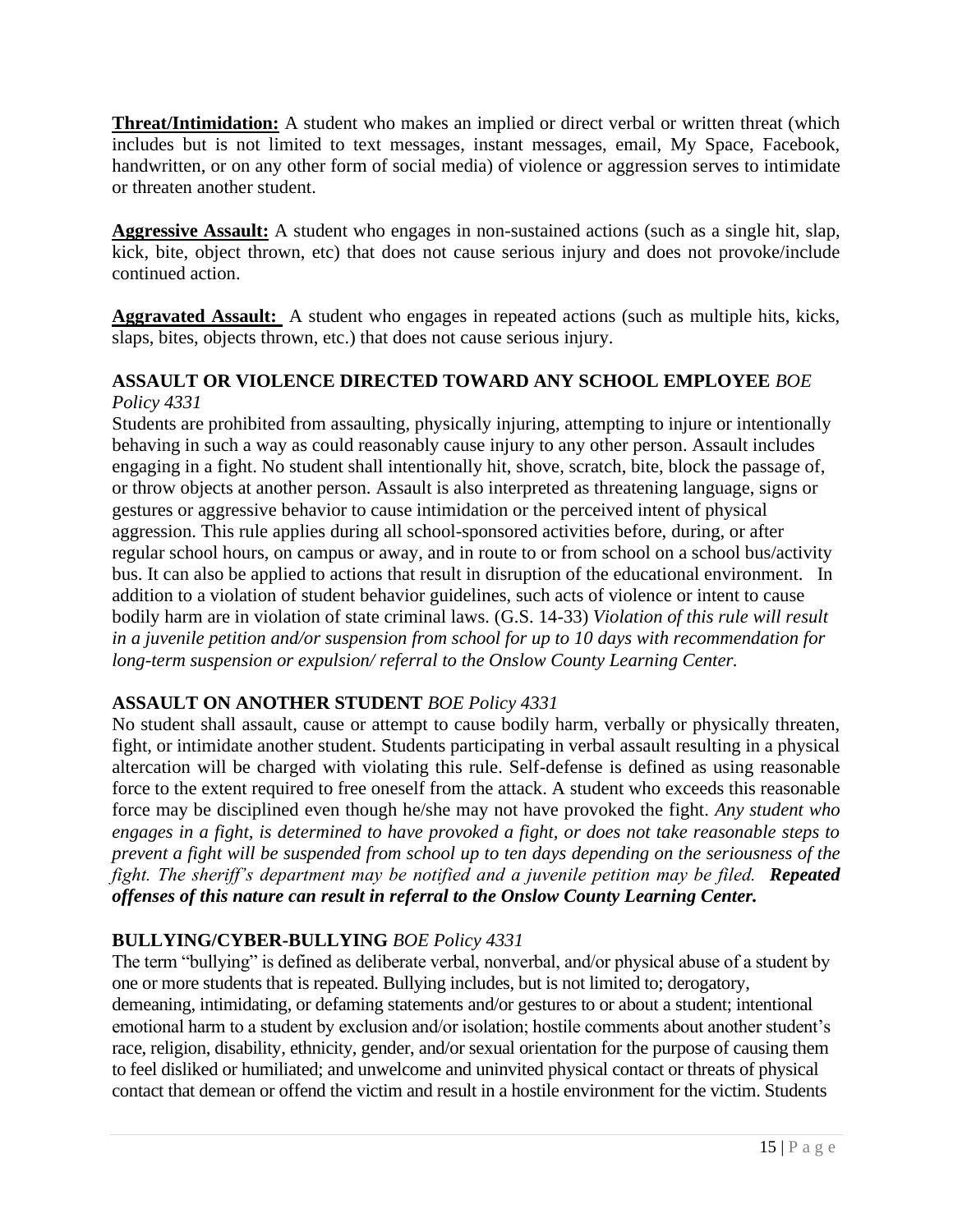**<u>Threat/Intimidation:</u>** A student who makes an implied or direct verbal or written threat (which includes but is not limited to text messages, instant messages, email, My Space, Facebook, handwritten, or on any other form of social media) of violence or aggression serves to intimidate or threaten another student.

**<u>Aggressive Assault:</u>** A student who engages in non-sustained actions (such as a single hit, slap, kick, bite, object thrown, etc) that does not cause serious injury and does not provoke/include continued action.

**<u>Aggravated Assault:</u>** A student who engages in repeated actions (such as multiple hits, kicks, slaps, bites, objects thrown, etc.) that does not cause serious injury.

**ASSAULT OR VIOLENCE DIRECTED TOWARD ANY SCHOOL EMPLOYEE** *BOE Policy 4331*

Students are prohibited from assaulting, physically injuring, attempting to injure or intentionally behaving in such a way as could reasonably cause injury to any other person. Assault includes engaging in a fight. No student shall intentionally hit, shove, scratch, bite, block the passage of, or throw objects at another person. Assault is also interpreted as threatening language, signs or gestures or aggressive behavior to cause intimidation or the perceived intent of physical aggression. This rule applies during all school-sponsored activities before, during, or after regular school hours, on campus or away, and in route to or from school on a school bus/activity bus. It can also be applied to actions that result in disruption of the educational environment. In addition to a violation of student behavior guidelines, such acts of violence or intent to cause bodily harm are in violation of state criminal laws. (G.S. 14-33) *Violation of this rule will result in a juvenile petition and/or suspension from school for up to 10 days with recommendation for long-term suspension or expulsion/ referral to the Onslow County Learning Center.*

**ASSAULT ON ANOTHER STUDENT** *BOE Policy 4331*

No student shall assault, cause or attempt to cause bodily harm, verbally or physically threaten, fight, or intimidate another student. Students participating in verbal assault resulting in a physical altercation will be charged with violating this rule. Self-defense is defined as using reasonable force to the extent required to free oneself from the attack. A student who exceeds this reasonable force may be disciplined even though he/she may not have provoked the fight. *Any student who engages in a fight, is determined to have provoked a fight, or does not take reasonable steps to prevent a fight will be suspended from school up to ten days depending on the seriousness of the fight. The sheriff's department may be notified and a juvenile petition may be filed.* ***Repeated offenses of this nature can result in referral to the Onslow County Learning Center.***

**BULLYING/CYBER-BULLYING** *BOE Policy 4331*

The term "bullying" is defined as deliberate verbal, nonverbal, and/or physical abuse of a student by one or more students that is repeated. Bullying includes, but is not limited to; derogatory, demeaning, intimidating, or defaming statements and/or gestures to or about a student; intentional emotional harm to a student by exclusion and/or isolation; hostile comments about another student's race, religion, disability, ethnicity, gender, and/or sexual orientation for the purpose of causing them to feel disliked or humiliated; and unwelcome and uninvited physical contact or threats of physical contact that demean or offend the victim and result in a hostile environment for the victim. Students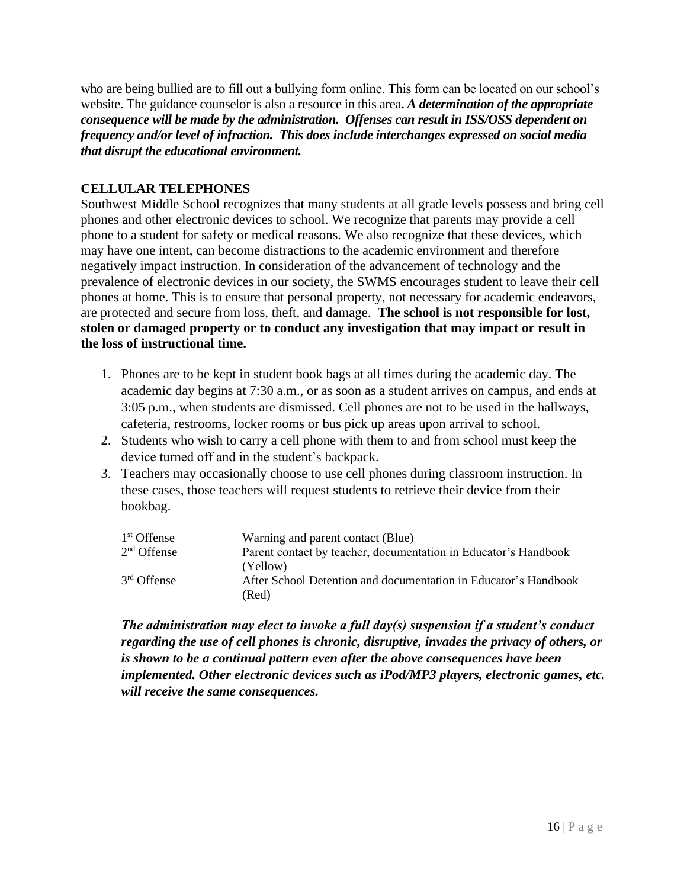who are being bullied are to fill out a bullying form online. This form can be located on our school's website. The guidance counselor is also a resource in this area***. A determination of the appropriate consequence will be made by the administration. Offenses can result in ISS/OSS dependent on frequency and/or level of infraction. This does include interchanges expressed on social media that disrupt the educational environment.***

## CELLULAR TELEPHONES

Southwest Middle School recognizes that many students at all grade levels possess and bring cell phones and other electronic devices to school. We recognize that parents may provide a cell phone to a student for safety or medical reasons. We also recognize that these devices, which may have one intent, can become distractions to the academic environment and therefore negatively impact instruction. In consideration of the advancement of technology and the prevalence of electronic devices in our society, the SWMS encourages student to leave their cell phones at home. This is to ensure that personal property, not necessary for academic endeavors, are protected and secure from loss, theft, and damage. **The school is not responsible for lost, stolen or damaged property or to conduct any investigation that may impact or result in the loss of instructional time.**

1. Phones are to be kept in student book bags at all times during the academic day. The academic day begins at 7:30 a.m., or as soon as a student arrives on campus, and ends at 3:05 p.m., when students are dismissed. Cell phones are not to be used in the hallways, cafeteria, restrooms, locker rooms or bus pick up areas upon arrival to school.
2. Students who wish to carry a cell phone with them to and from school must keep the device turned off and in the student's backpack.
3. Teachers may occasionally choose to use cell phones during classroom instruction. In these cases, those teachers will request students to retrieve their device from their bookbag.

| | |
|---|---|
| 1st Offense | Warning and parent contact (Blue) |
| 2nd Offense | Parent contact by teacher, documentation in Educator's Handbook (Yellow) |
| 3rd Offense | After School Detention and documentation in Educator's Handbook (Red) |

***The administration may elect to invoke a full day(s) suspension if a student's conduct regarding the use of cell phones is chronic, disruptive, invades the privacy of others, or is shown to be a continual pattern even after the above consequences have been implemented. Other electronic devices such as iPod/MP3 players, electronic games, etc. will receive the same consequences.***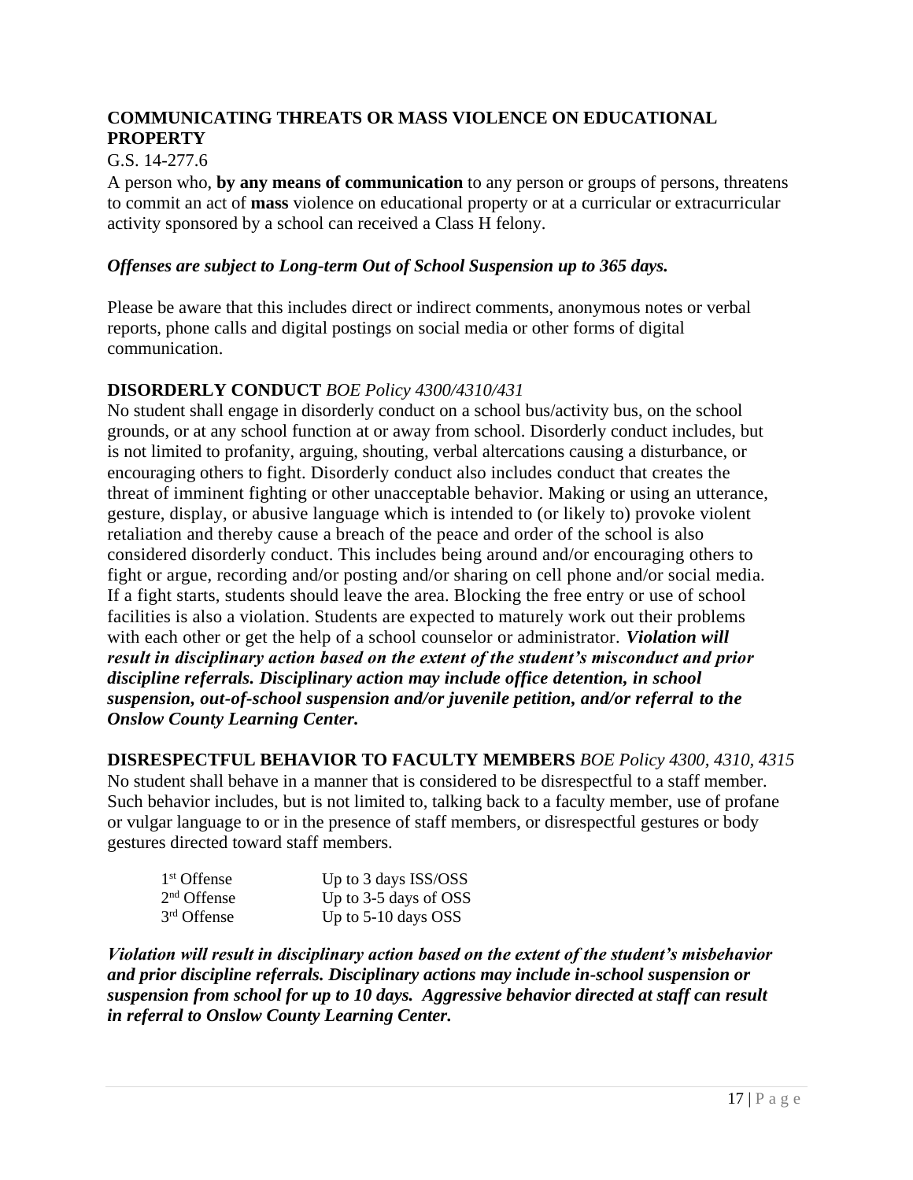**COMMUNICATING THREATS OR MASS VIOLENCE ON EDUCATIONAL PROPERTY**

G.S. 14-277.6

A person who, **by any means of communication** to any person or groups of persons, threatens to commit an act of **mass** violence on educational property or at a curricular or extracurricular activity sponsored by a school can received a Class H felony.

***Offenses are subject to Long-term Out of School Suspension up to 365 days.***

Please be aware that this includes direct or indirect comments, anonymous notes or verbal reports, phone calls and digital postings on social media or other forms of digital communication.

**DISORDERLY CONDUCT** *BOE Policy 4300/4310/431*

No student shall engage in disorderly conduct on a school bus/activity bus, on the school grounds, or at any school function at or away from school. Disorderly conduct includes, but is not limited to profanity, arguing, shouting, verbal altercations causing a disturbance, or encouraging others to fight. Disorderly conduct also includes conduct that creates the threat of imminent fighting or other unacceptable behavior. Making or using an utterance, gesture, display, or abusive language which is intended to (or likely to) provoke violent retaliation and thereby cause a breach of the peace and order of the school is also considered disorderly conduct. This includes being around and/or encouraging others to fight or argue, recording and/or posting and/or sharing on cell phone and/or social media. If a fight starts, students should leave the area. Blocking the free entry or use of school facilities is also a violation. Students are expected to maturely work out their problems with each other or get the help of a school counselor or administrator. ***Violation will result in disciplinary action based on the extent of the student's misconduct and prior discipline referrals. Disciplinary action may include office detention, in school suspension, out-of-school suspension and/or juvenile petition, and/or referral to the Onslow County Learning Center.***

**DISRESPECTFUL BEHAVIOR TO FACULTY MEMBERS** *BOE Policy 4300, 4310, 4315*

No student shall behave in a manner that is considered to be disrespectful to a staff member. Such behavior includes, but is not limited to, talking back to a faculty member, use of profane or vulgar language to or in the presence of staff members, or disrespectful gestures or body gestures directed toward staff members.

| | |
|---|---|
| 1st Offense | Up to 3 days ISS/OSS |
| 2nd Offense | Up to 3-5 days of OSS |
| 3rd Offense | Up to 5-10 days OSS |

***Violation will result in disciplinary action based on the extent of the student's misbehavior and prior discipline referrals. Disciplinary actions may include in-school suspension or suspension from school for up to 10 days. Aggressive behavior directed at staff can result in referral to Onslow County Learning Center.***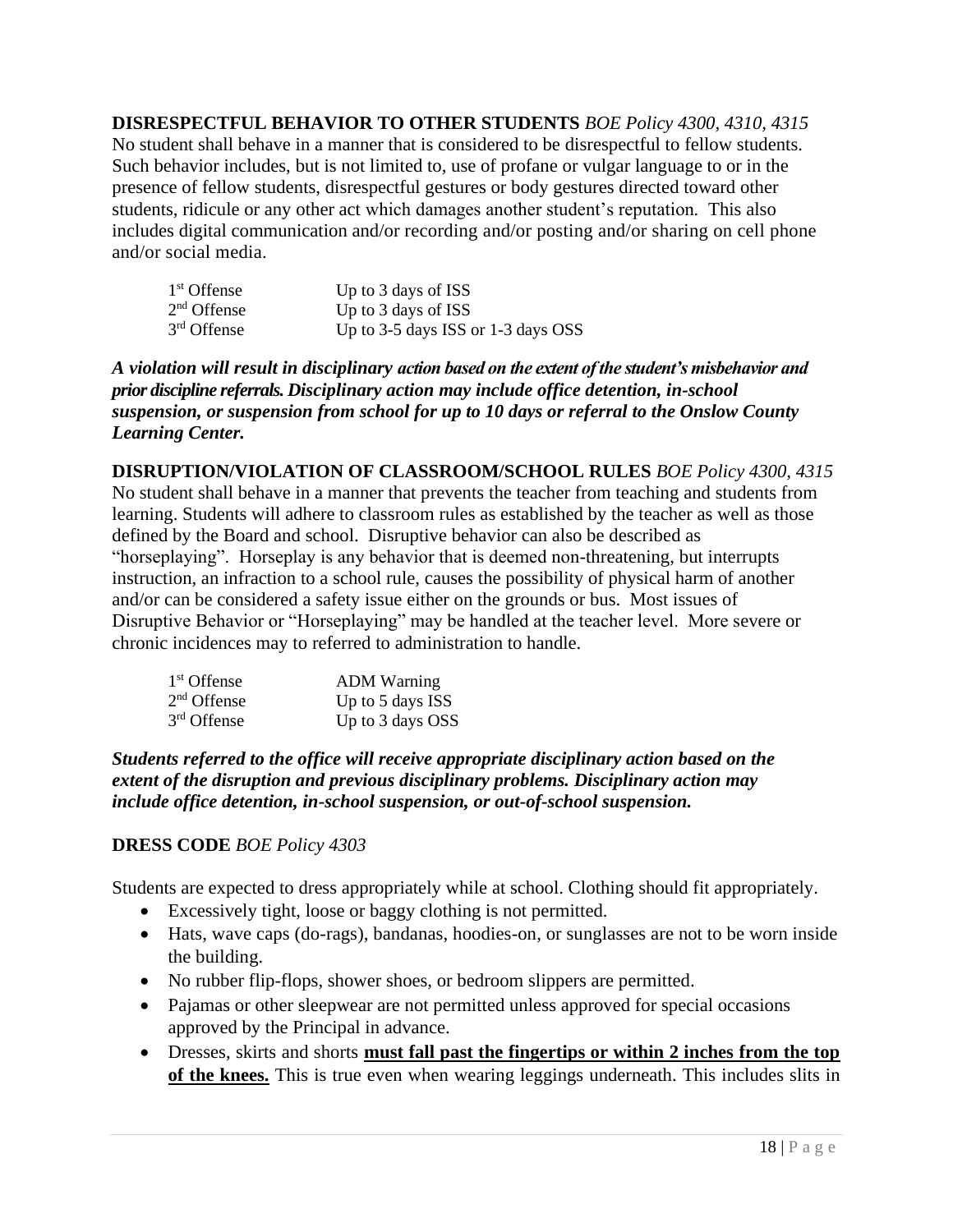**DISRESPECTFUL BEHAVIOR TO OTHER STUDENTS** *BOE Policy 4300, 4310, 4315*
No student shall behave in a manner that is considered to be disrespectful to fellow students. Such behavior includes, but is not limited to, use of profane or vulgar language to or in the presence of fellow students, disrespectful gestures or body gestures directed toward other students, ridicule or any other act which damages another student's reputation. This also includes digital communication and/or recording and/or posting and/or sharing on cell phone and/or social media.

| | |
|---|---|
| 1st Offense | Up to 3 days of ISS |
| 2nd Offense | Up to 3 days of ISS |
| 3rd Offense | Up to 3-5 days ISS or 1-3 days OSS |

***A violation will result in disciplinary action based on the extent of the student's misbehavior and prior discipline referrals. Disciplinary action may include office detention, in-school suspension, or suspension from school for up to 10 days or referral to the Onslow County Learning Center.***

**DISRUPTION/VIOLATION OF CLASSROOM/SCHOOL RULES** *BOE Policy 4300, 4315*
No student shall behave in a manner that prevents the teacher from teaching and students from learning. Students will adhere to classroom rules as established by the teacher as well as those defined by the Board and school. Disruptive behavior can also be described as "horseplaying". Horseplay is any behavior that is deemed non-threatening, but interrupts instruction, an infraction to a school rule, causes the possibility of physical harm of another and/or can be considered a safety issue either on the grounds or bus. Most issues of Disruptive Behavior or "Horseplaying" may be handled at the teacher level. More severe or chronic incidences may to referred to administration to handle.

| | |
|---|---|
| 1st Offense | ADM Warning |
| 2nd Offense | Up to 5 days ISS |
| 3rd Offense | Up to 3 days OSS |

***Students referred to the office will receive appropriate disciplinary action based on the extent of the disruption and previous disciplinary problems. Disciplinary action may include office detention, in-school suspension, or out-of-school suspension.***

**DRESS CODE** *BOE Policy 4303*

Students are expected to dress appropriately while at school. Clothing should fit appropriately.

- Excessively tight, loose or baggy clothing is not permitted.
- Hats, wave caps (do-rags), bandanas, hoodies-on, or sunglasses are not to be worn inside the building.
- No rubber flip-flops, shower shoes, or bedroom slippers are permitted.
- Pajamas or other sleepwear are not permitted unless approved for special occasions approved by the Principal in advance.
- Dresses, skirts and shorts <u>**must fall past the fingertips or within 2 inches from the top of the knees.**</u> This is true even when wearing leggings underneath. This includes slits in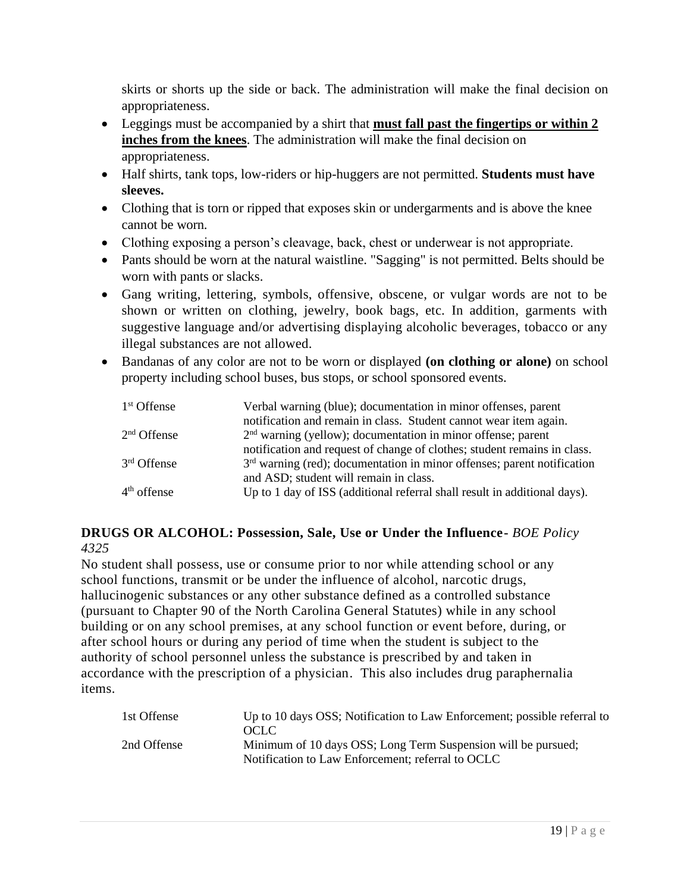skirts or shorts up the side or back. The administration will make the final decision on appropriateness.

- Leggings must be accompanied by a shirt that **must fall past the fingertips or within 2 inches from the knees**. The administration will make the final decision on appropriateness.
- Half shirts, tank tops, low-riders or hip-huggers are not permitted. **Students must have sleeves.**
- Clothing that is torn or ripped that exposes skin or undergarments and is above the knee cannot be worn.
- Clothing exposing a person's cleavage, back, chest or underwear is not appropriate.
- Pants should be worn at the natural waistline. "Sagging" is not permitted. Belts should be worn with pants or slacks.
- Gang writing, lettering, symbols, offensive, obscene, or vulgar words are not to be shown or written on clothing, jewelry, book bags, etc. In addition, garments with suggestive language and/or advertising displaying alcoholic beverages, tobacco or any illegal substances are not allowed.
- Bandanas of any color are not to be worn or displayed **(on clothing or alone)** on school property including school buses, bus stops, or school sponsored events.

| | |
|---|---|
| 1st Offense | Verbal warning (blue); documentation in minor offenses, parent notification and remain in class. Student cannot wear item again. |
| 2nd Offense | 2nd warning (yellow); documentation in minor offense; parent notification and request of change of clothes; student remains in class. |
| 3rd Offense | 3rd warning (red); documentation in minor offenses; parent notification and ASD; student will remain in class. |
| 4th offense | Up to 1 day of ISS (additional referral shall result in additional days). |

### DRUGS OR ALCOHOL: Possession, Sale, Use or Under the Influence- *BOE Policy 4325*

No student shall possess, use or consume prior to nor while attending school or any school functions, transmit or be under the influence of alcohol, narcotic drugs, hallucinogenic substances or any other substance defined as a controlled substance (pursuant to Chapter 90 of the North Carolina General Statutes) while in any school building or on any school premises, at any school function or event before, during, or after school hours or during any period of time when the student is subject to the authority of school personnel unless the substance is prescribed by and taken in accordance with the prescription of a physician. This also includes drug paraphernalia items.

| | |
|---|---|
| 1st Offense | Up to 10 days OSS; Notification to Law Enforcement; possible referral to OCLC |
| 2nd Offense | Minimum of 10 days OSS; Long Term Suspension will be pursued; Notification to Law Enforcement; referral to OCLC |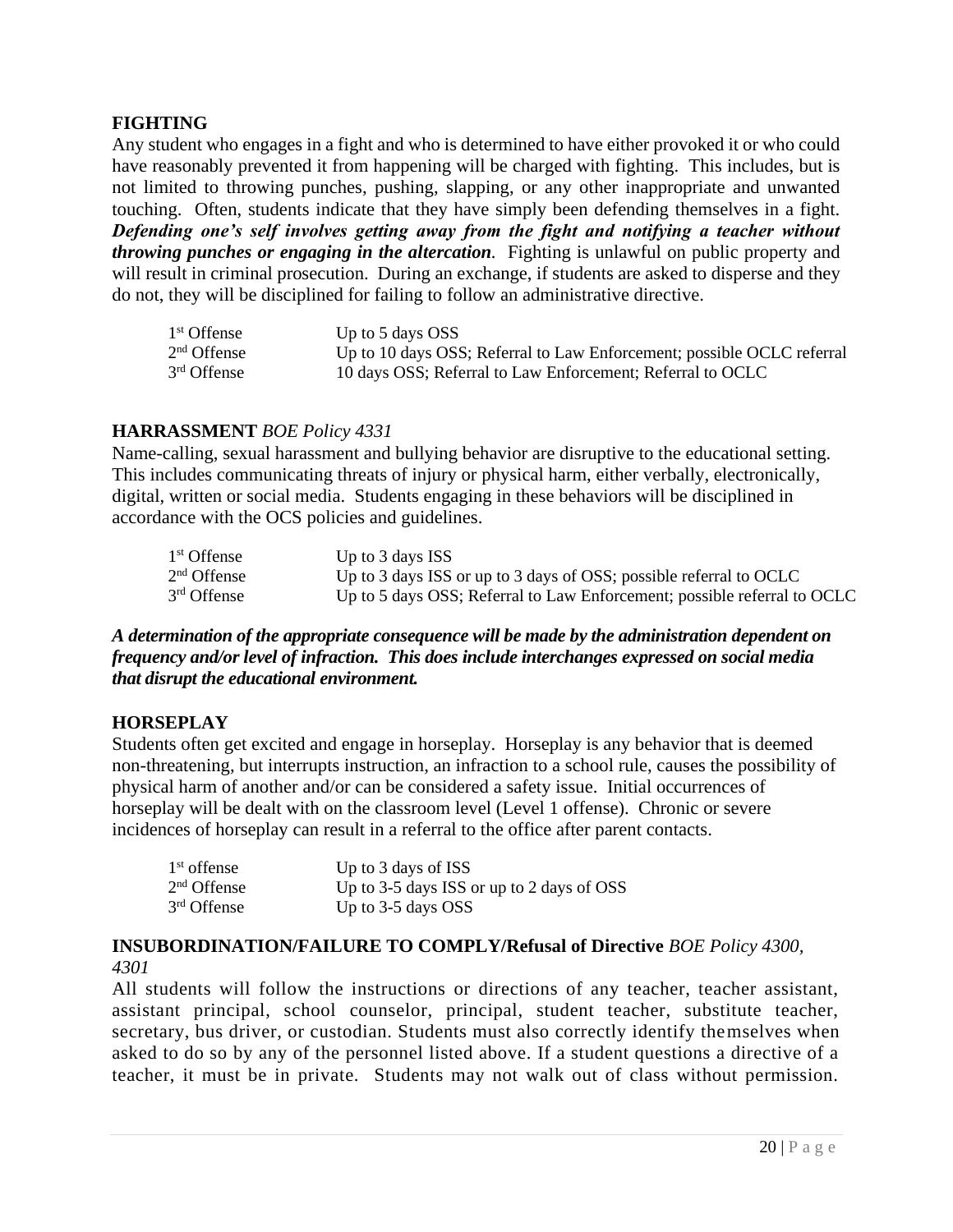**FIGHTING**

Any student who engages in a fight and who is determined to have either provoked it or who could have reasonably prevented it from happening will be charged with fighting. This includes, but is not limited to throwing punches, pushing, slapping, or any other inappropriate and unwanted touching. Often, students indicate that they have simply been defending themselves in a fight. ***Defending one's self involves getting away from the fight and notifying a teacher without throwing punches or engaging in the altercation***. Fighting is unlawful on public property and will result in criminal prosecution. During an exchange, if students are asked to disperse and they do not, they will be disciplined for failing to follow an administrative directive.

| | |
|---|---|
| 1st Offense | Up to 5 days OSS |
| 2nd Offense | Up to 10 days OSS; Referral to Law Enforcement; possible OCLC referral |
| 3rd Offense | 10 days OSS; Referral to Law Enforcement; Referral to OCLC |

**HARRASSMENT** *BOE Policy 4331*

Name-calling, sexual harassment and bullying behavior are disruptive to the educational setting. This includes communicating threats of injury or physical harm, either verbally, electronically, digital, written or social media. Students engaging in these behaviors will be disciplined in accordance with the OCS policies and guidelines.

| | |
|---|---|
| 1st Offense | Up to 3 days ISS |
| 2nd Offense | Up to 3 days ISS or up to 3 days of OSS; possible referral to OCLC |
| 3rd Offense | Up to 5 days OSS; Referral to Law Enforcement; possible referral to OCLC |

***A determination of the appropriate consequence will be made by the administration dependent on frequency and/or level of infraction. This does include interchanges expressed on social media that disrupt the educational environment.***

**HORSEPLAY**

Students often get excited and engage in horseplay. Horseplay is any behavior that is deemed non-threatening, but interrupts instruction, an infraction to a school rule, causes the possibility of physical harm of another and/or can be considered a safety issue. Initial occurrences of horseplay will be dealt with on the classroom level (Level 1 offense). Chronic or severe incidences of horseplay can result in a referral to the office after parent contacts.

| | |
|---|---|
| 1st offense | Up to 3 days of ISS |
| 2nd Offense | Up to 3-5 days ISS or up to 2 days of OSS |
| 3rd Offense | Up to 3-5 days OSS |

**INSUBORDINATION/FAILURE TO COMPLY/Refusal of Directive** *BOE Policy 4300, 4301*

All students will follow the instructions or directions of any teacher, teacher assistant, assistant principal, school counselor, principal, student teacher, substitute teacher, secretary, bus driver, or custodian. Students must also correctly identify themselves when asked to do so by any of the personnel listed above. If a student questions a directive of a teacher, it must be in private. Students may not walk out of class without permission.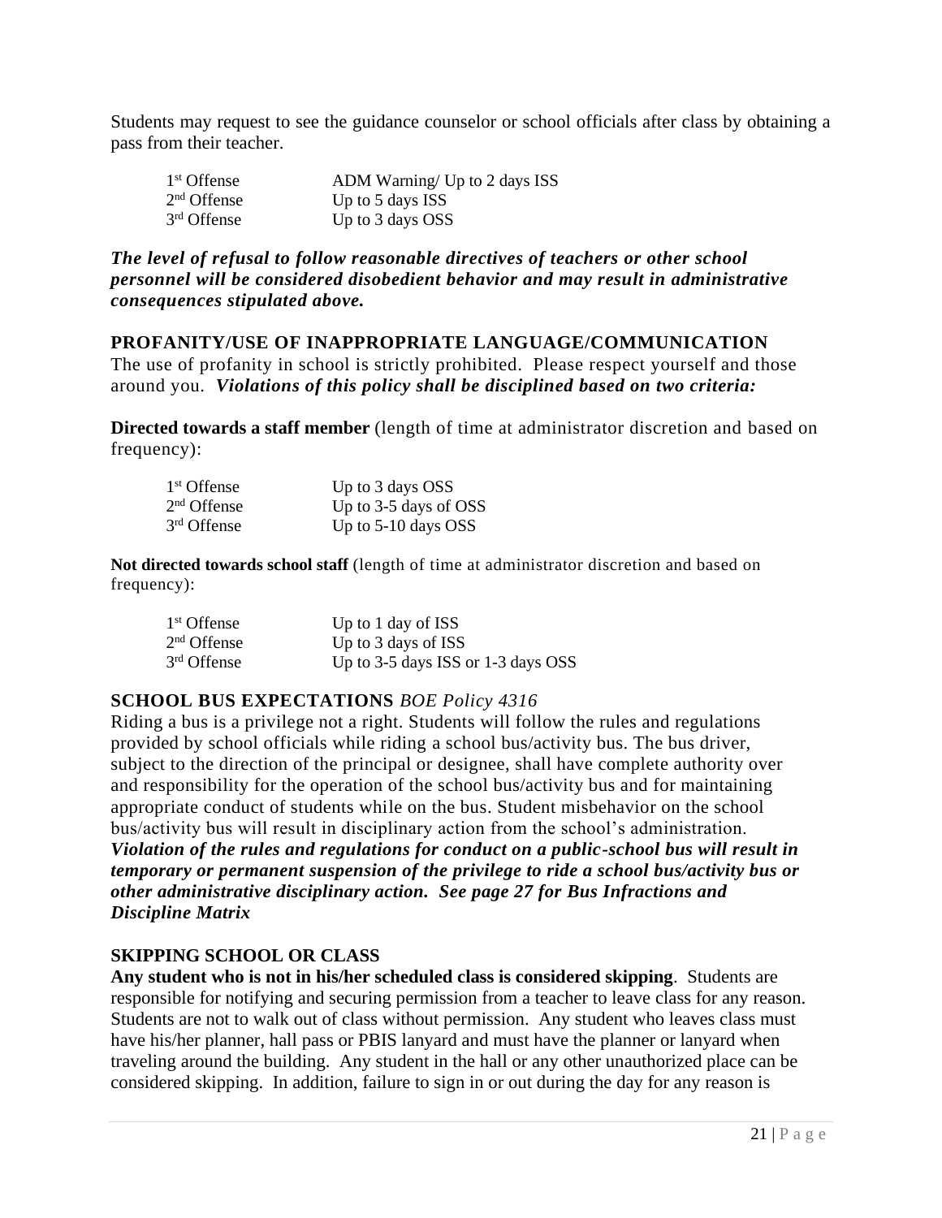Students may request to see the guidance counselor or school officials after class by obtaining a pass from their teacher.

| | |
|---|---|
| 1st Offense | ADM Warning/ Up to 2 days ISS |
| 2nd Offense | Up to 5 days ISS |
| 3rd Offense | Up to 3 days OSS |

***The level of refusal to follow reasonable directives of teachers or other school personnel will be considered disobedient behavior and may result in administrative consequences stipulated above.***

### PROFANITY/USE OF INAPPROPRIATE LANGUAGE/COMMUNICATION

The use of profanity in school is strictly prohibited. Please respect yourself and those around you. ***Violations of this policy shall be disciplined based on two criteria:***

**Directed towards a staff member** (length of time at administrator discretion and based on frequency):

| | |
|---|---|
| 1st Offense | Up to 3 days OSS |
| 2nd Offense | Up to 3-5 days of OSS |
| 3rd Offense | Up to 5-10 days OSS |

**Not directed towards school staff** (length of time at administrator discretion and based on frequency):

| | |
|---|---|
| 1st Offense | Up to 1 day of ISS |
| 2nd Offense | Up to 3 days of ISS |
| 3rd Offense | Up to 3-5 days ISS or 1-3 days OSS |

### SCHOOL BUS EXPECTATIONS *BOE Policy 4316*

Riding a bus is a privilege not a right. Students will follow the rules and regulations provided by school officials while riding a school bus/activity bus. The bus driver, subject to the direction of the principal or designee, shall have complete authority over and responsibility for the operation of the school bus/activity bus and for maintaining appropriate conduct of students while on the bus. Student misbehavior on the school bus/activity bus will result in disciplinary action from the school's administration. ***Violation of the rules and regulations for conduct on a public-school bus will result in temporary or permanent suspension of the privilege to ride a school bus/activity bus or other administrative disciplinary action. See page 27 for Bus Infractions and Discipline Matrix***

### SKIPPING SCHOOL OR CLASS

**Any student who is not in his/her scheduled class is considered skipping**. Students are responsible for notifying and securing permission from a teacher to leave class for any reason. Students are not to walk out of class without permission. Any student who leaves class must have his/her planner, hall pass or PBIS lanyard and must have the planner or lanyard when traveling around the building. Any student in the hall or any other unauthorized place can be considered skipping. In addition, failure to sign in or out during the day for any reason is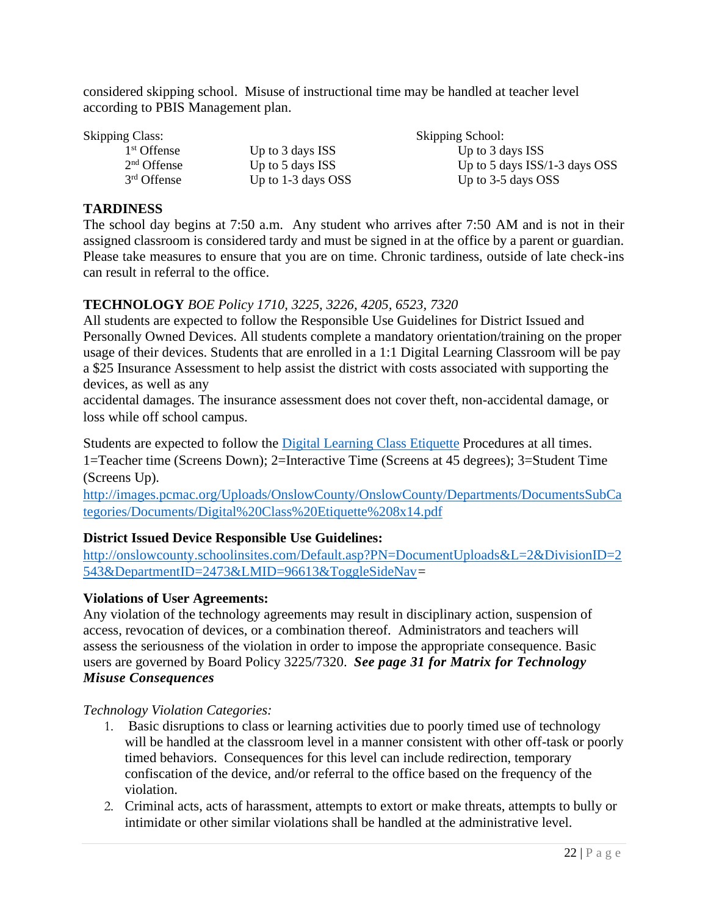considered skipping school. Misuse of instructional time may be handled at teacher level according to PBIS Management plan.

| Skipping Class: | | Skipping School: |
|---|---|---|
| 1st Offense | Up to 3 days ISS | Up to 3 days ISS |
| 2nd Offense | Up to 5 days ISS | Up to 5 days ISS/1-3 days OSS |
| 3rd Offense | Up to 1-3 days OSS | Up to 3-5 days OSS |

**TARDINESS**

The school day begins at 7:50 a.m. Any student who arrives after 7:50 AM and is not in their assigned classroom is considered tardy and must be signed in at the office by a parent or guardian. Please take measures to ensure that you are on time. Chronic tardiness, outside of late check-ins can result in referral to the office.

**TECHNOLOGY** *BOE Policy 1710, 3225, 3226, 4205, 6523, 7320*

All students are expected to follow the Responsible Use Guidelines for District Issued and Personally Owned Devices. All students complete a mandatory orientation/training on the proper usage of their devices. Students that are enrolled in a 1:1 Digital Learning Classroom will be pay a $25 Insurance Assessment to help assist the district with costs associated with supporting the devices, as well as any

accidental damages. The insurance assessment does not cover theft, non-accidental damage, or loss while off school campus.

Students are expected to follow the [Digital Learning Class Etiquette](http://images.pcmac.org/Uploads/OnslowCounty/OnslowCounty/Departments/DocumentsSubCategories/Documents/Digital%20Class%20Etiquette%208x14.pdf) Procedures at all times. 1=Teacher time (Screens Down); 2=Interactive Time (Screens at 45 degrees); 3=Student Time (Screens Up).

http://images.pcmac.org/Uploads/OnslowCounty/OnslowCounty/Departments/DocumentsSubCategories/Documents/Digital%20Class%20Etiquette%208x14.pdf

**District Issued Device Responsible Use Guidelines:**

http://onslowcounty.schoolinsites.com/Default.asp?PN=DocumentUploads&L=2&DivisionID=2543&DepartmentID=2473&LMID=96613&ToggleSideNav=

**Violations of User Agreements:**

Any violation of the technology agreements may result in disciplinary action, suspension of access, revocation of devices, or a combination thereof. Administrators and teachers will assess the seriousness of the violation in order to impose the appropriate consequence. Basic users are governed by Board Policy 3225/7320. ***See page 31 for Matrix for Technology Misuse Consequences***

*Technology Violation Categories:*

1. Basic disruptions to class or learning activities due to poorly timed use of technology will be handled at the classroom level in a manner consistent with other off-task or poorly timed behaviors. Consequences for this level can include redirection, temporary confiscation of the device, and/or referral to the office based on the frequency of the violation.
2. Criminal acts, acts of harassment, attempts to extort or make threats, attempts to bully or intimidate or other similar violations shall be handled at the administrative level.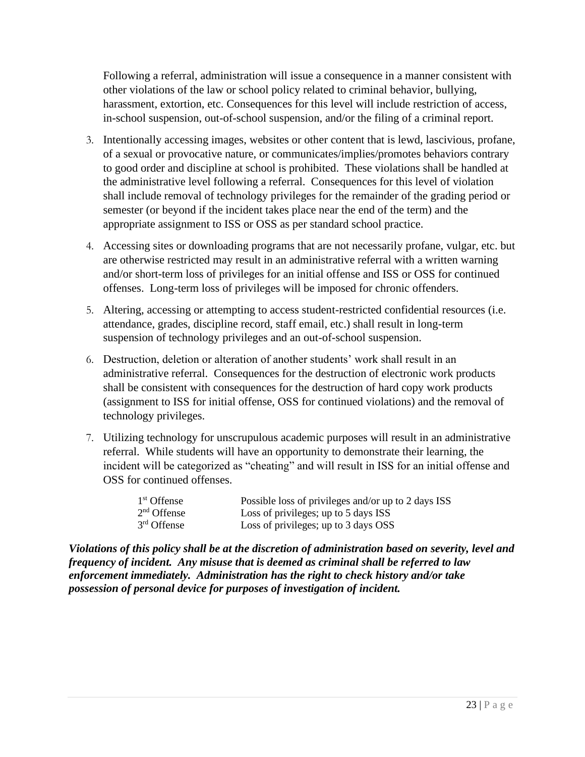Following a referral, administration will issue a consequence in a manner consistent with other violations of the law or school policy related to criminal behavior, bullying, harassment, extortion, etc. Consequences for this level will include restriction of access, in-school suspension, out-of-school suspension, and/or the filing of a criminal report.

3. Intentionally accessing images, websites or other content that is lewd, lascivious, profane, of a sexual or provocative nature, or communicates/implies/promotes behaviors contrary to good order and discipline at school is prohibited. These violations shall be handled at the administrative level following a referral. Consequences for this level of violation shall include removal of technology privileges for the remainder of the grading period or semester (or beyond if the incident takes place near the end of the term) and the appropriate assignment to ISS or OSS as per standard school practice.

4. Accessing sites or downloading programs that are not necessarily profane, vulgar, etc. but are otherwise restricted may result in an administrative referral with a written warning and/or short-term loss of privileges for an initial offense and ISS or OSS for continued offenses. Long-term loss of privileges will be imposed for chronic offenders.

5. Altering, accessing or attempting to access student-restricted confidential resources (i.e. attendance, grades, discipline record, staff email, etc.) shall result in long-term suspension of technology privileges and an out-of-school suspension.

6. Destruction, deletion or alteration of another students' work shall result in an administrative referral. Consequences for the destruction of electronic work products shall be consistent with consequences for the destruction of hard copy work products (assignment to ISS for initial offense, OSS for continued violations) and the removal of technology privileges.

7. Utilizing technology for unscrupulous academic purposes will result in an administrative referral. While students will have an opportunity to demonstrate their learning, the incident will be categorized as "cheating" and will result in ISS for an initial offense and OSS for continued offenses.

| | |
|---|---|
| 1st Offense | Possible loss of privileges and/or up to 2 days ISS |
| 2nd Offense | Loss of privileges; up to 5 days ISS |
| 3rd Offense | Loss of privileges; up to 3 days OSS |

***Violations of this policy shall be at the discretion of administration based on severity, level and frequency of incident. Any misuse that is deemed as criminal shall be referred to law enforcement immediately. Administration has the right to check history and/or take possession of personal device for purposes of investigation of incident.***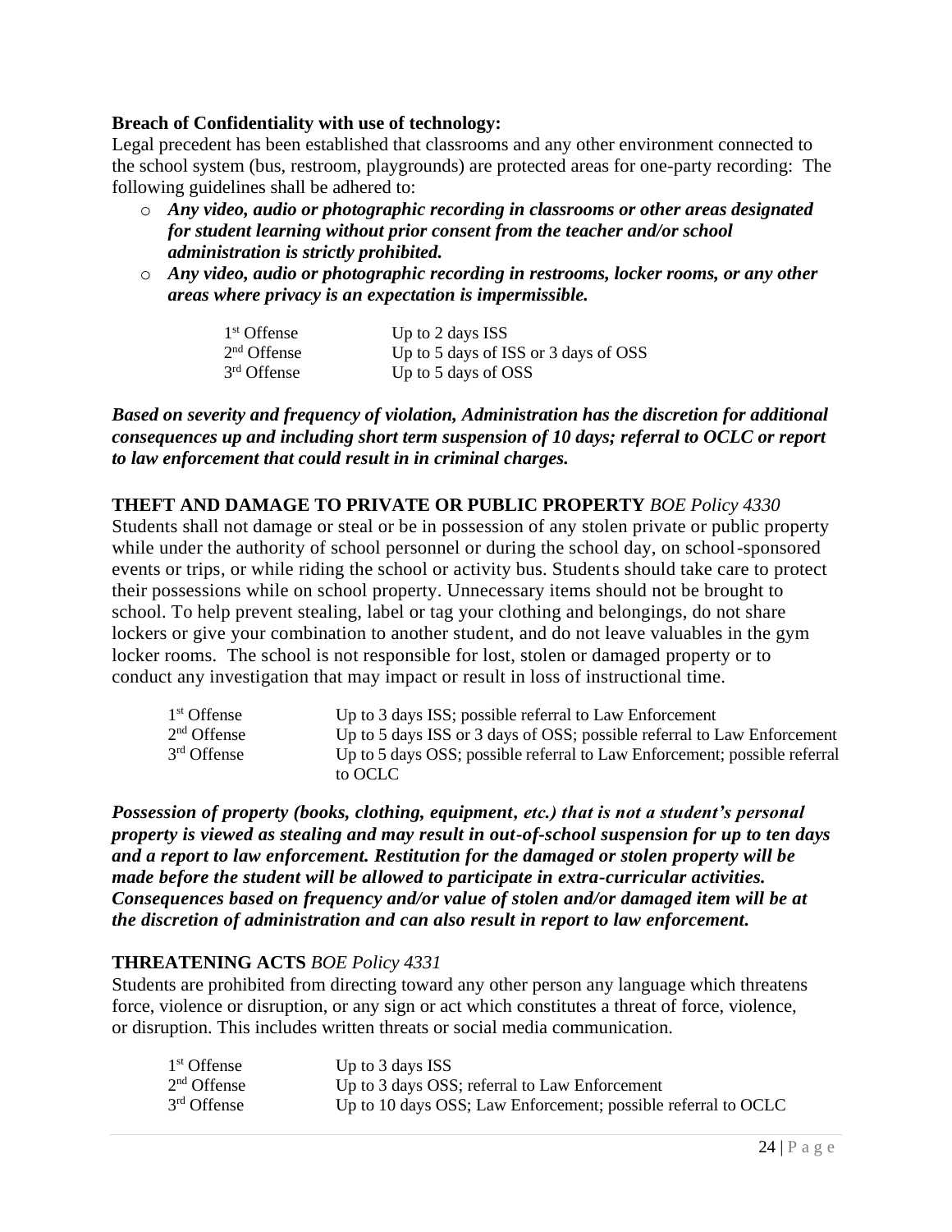**Breach of Confidentiality with use of technology:**

Legal precedent has been established that classrooms and any other environment connected to the school system (bus, restroom, playgrounds) are protected areas for one-party recording: The following guidelines shall be adhered to:

- ***Any video, audio or photographic recording in classrooms or other areas designated for student learning without prior consent from the teacher and/or school administration is strictly prohibited.***
- ***Any video, audio or photographic recording in restrooms, locker rooms, or any other areas where privacy is an expectation is impermissible.***

| | |
|---|---|
| 1st Offense | Up to 2 days ISS |
| 2nd Offense | Up to 5 days of ISS or 3 days of OSS |
| 3rd Offense | Up to 5 days of OSS |

***Based on severity and frequency of violation, Administration has the discretion for additional consequences up and including short term suspension of 10 days; referral to OCLC or report to law enforcement that could result in in criminal charges.***

**THEFT AND DAMAGE TO PRIVATE OR PUBLIC PROPERTY** *BOE Policy 4330*

Students shall not damage or steal or be in possession of any stolen private or public property while under the authority of school personnel or during the school day, on school-sponsored events or trips, or while riding the school or activity bus. Students should take care to protect their possessions while on school property. Unnecessary items should not be brought to school. To help prevent stealing, label or tag your clothing and belongings, do not share lockers or give your combination to another student, and do not leave valuables in the gym locker rooms. The school is not responsible for lost, stolen or damaged property or to conduct any investigation that may impact or result in loss of instructional time.

| | |
|---|---|
| 1st Offense | Up to 3 days ISS; possible referral to Law Enforcement |
| 2nd Offense | Up to 5 days ISS or 3 days of OSS; possible referral to Law Enforcement |
| 3rd Offense | Up to 5 days OSS; possible referral to Law Enforcement; possible referral to OCLC |

***Possession of property (books, clothing, equipment, etc.) that is not a student's personal property is viewed as stealing and may result in out-of-school suspension for up to ten days and a report to law enforcement. Restitution for the damaged or stolen property will be made before the student will be allowed to participate in extra-curricular activities. Consequences based on frequency and/or value of stolen and/or damaged item will be at the discretion of administration and can also result in report to law enforcement.***

**THREATENING ACTS** *BOE Policy 4331*

Students are prohibited from directing toward any other person any language which threatens force, violence or disruption, or any sign or act which constitutes a threat of force, violence, or disruption. This includes written threats or social media communication.

| | |
|---|---|
| 1st Offense | Up to 3 days ISS |
| 2nd Offense | Up to 3 days OSS; referral to Law Enforcement |
| 3rd Offense | Up to 10 days OSS; Law Enforcement; possible referral to OCLC |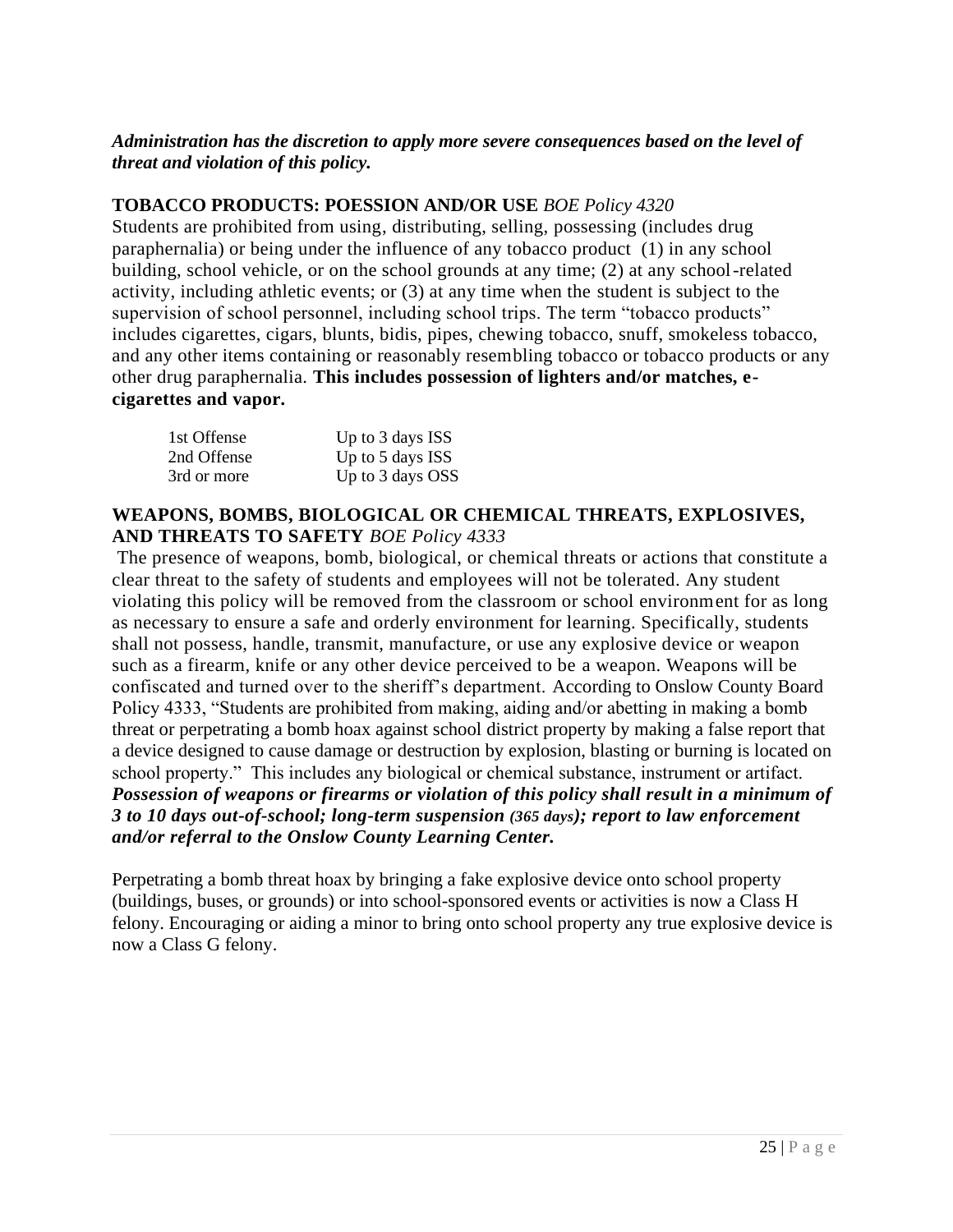***Administration has the discretion to apply more severe consequences based on the level of threat and violation of this policy.***

**TOBACCO PRODUCTS: POESSION AND/OR USE** *BOE Policy 4320*

Students are prohibited from using, distributing, selling, possessing (includes drug paraphernalia) or being under the influence of any tobacco product (1) in any school building, school vehicle, or on the school grounds at any time; (2) at any school-related activity, including athletic events; or (3) at any time when the student is subject to the supervision of school personnel, including school trips. The term "tobacco products" includes cigarettes, cigars, blunts, bidis, pipes, chewing tobacco, snuff, smokeless tobacco, and any other items containing or reasonably resembling tobacco or tobacco products or any other drug paraphernalia. **This includes possession of lighters and/or matches, e-cigarettes and vapor.**

| | |
|---|---|
| 1st Offense | Up to 3 days ISS |
| 2nd Offense | Up to 5 days ISS |
| 3rd or more | Up to 3 days OSS |

**WEAPONS, BOMBS, BIOLOGICAL OR CHEMICAL THREATS, EXPLOSIVES, AND THREATS TO SAFETY** *BOE Policy 4333*

The presence of weapons, bomb, biological, or chemical threats or actions that constitute a clear threat to the safety of students and employees will not be tolerated. Any student violating this policy will be removed from the classroom or school environment for as long as necessary to ensure a safe and orderly environment for learning. Specifically, students shall not possess, handle, transmit, manufacture, or use any explosive device or weapon such as a firearm, knife or any other device perceived to be a weapon. Weapons will be confiscated and turned over to the sheriff's department. According to Onslow County Board Policy 4333, "Students are prohibited from making, aiding and/or abetting in making a bomb threat or perpetrating a bomb hoax against school district property by making a false report that a device designed to cause damage or destruction by explosion, blasting or burning is located on school property." This includes any biological or chemical substance, instrument or artifact. ***Possession of weapons or firearms or violation of this policy shall result in a minimum of 3 to 10 days out-of-school; long-term suspension (365 days); report to law enforcement and/or referral to the Onslow County Learning Center.***

Perpetrating a bomb threat hoax by bringing a fake explosive device onto school property (buildings, buses, or grounds) or into school-sponsored events or activities is now a Class H felony. Encouraging or aiding a minor to bring onto school property any true explosive device is now a Class G felony.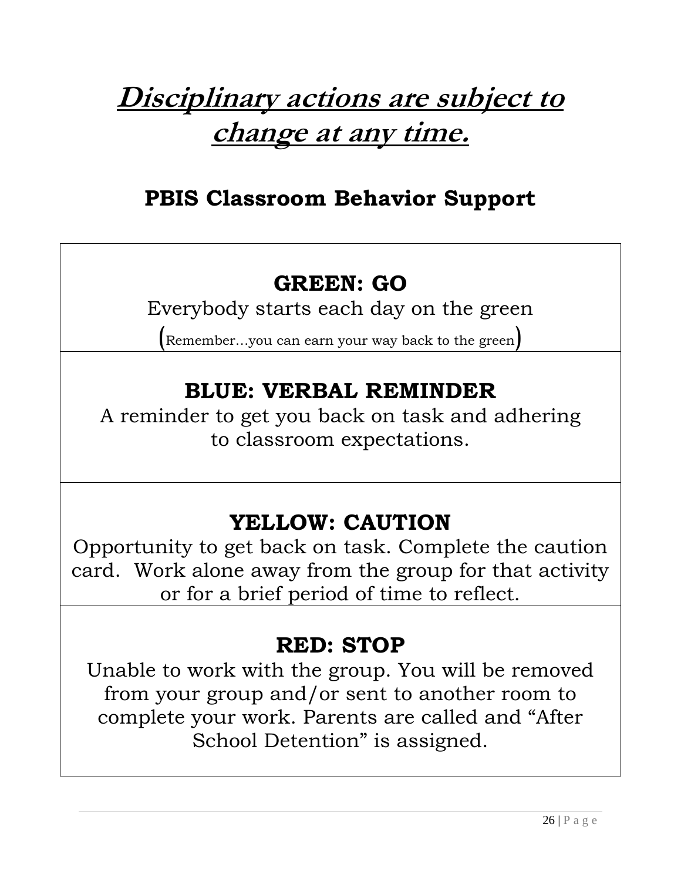# ***Disciplinary actions are subject to change at any time.***

## PBIS Classroom Behavior Support

### GREEN: GO

Everybody starts each day on the green

(Remember…you can earn your way back to the green)

### BLUE: VERBAL REMINDER

A reminder to get you back on task and adhering to classroom expectations.

### YELLOW: CAUTION

Opportunity to get back on task. Complete the caution card. Work alone away from the group for that activity or for a brief period of time to reflect.

### RED: STOP

Unable to work with the group. You will be removed from your group and/or sent to another room to complete your work. Parents are called and "After School Detention" is assigned.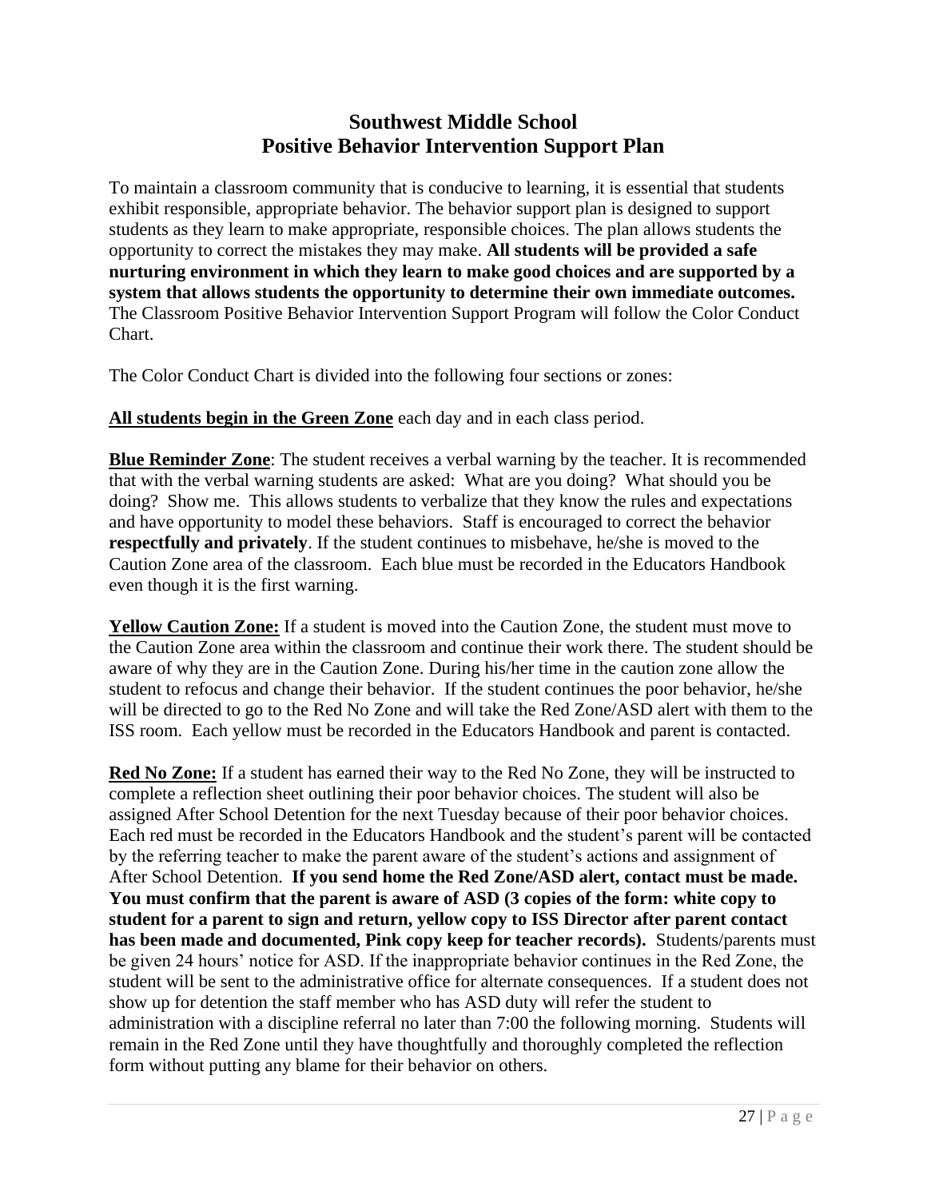# Southwest Middle School
# Positive Behavior Intervention Support Plan

To maintain a classroom community that is conducive to learning, it is essential that students exhibit responsible, appropriate behavior. The behavior support plan is designed to support students as they learn to make appropriate, responsible choices. The plan allows students the opportunity to correct the mistakes they may make. **All students will be provided a safe nurturing environment in which they learn to make good choices and are supported by a system that allows students the opportunity to determine their own immediate outcomes.** The Classroom Positive Behavior Intervention Support Program will follow the Color Conduct Chart.

The Color Conduct Chart is divided into the following four sections or zones:

**<u>All students begin in the Green Zone</u>** each day and in each class period.

**<u>Blue Reminder Zone</u>**: The student receives a verbal warning by the teacher. It is recommended that with the verbal warning students are asked: What are you doing? What should you be doing? Show me. This allows students to verbalize that they know the rules and expectations and have opportunity to model these behaviors. Staff is encouraged to correct the behavior **respectfully and privately**. If the student continues to misbehave, he/she is moved to the Caution Zone area of the classroom. Each blue must be recorded in the Educators Handbook even though it is the first warning.

**<u>Yellow Caution Zone:</u>** If a student is moved into the Caution Zone, the student must move to the Caution Zone area within the classroom and continue their work there. The student should be aware of why they are in the Caution Zone. During his/her time in the caution zone allow the student to refocus and change their behavior. If the student continues the poor behavior, he/she will be directed to go to the Red No Zone and will take the Red Zone/ASD alert with them to the ISS room. Each yellow must be recorded in the Educators Handbook and parent is contacted.

**<u>Red No Zone:</u>** If a student has earned their way to the Red No Zone, they will be instructed to complete a reflection sheet outlining their poor behavior choices. The student will also be assigned After School Detention for the next Tuesday because of their poor behavior choices. Each red must be recorded in the Educators Handbook and the student's parent will be contacted by the referring teacher to make the parent aware of the student's actions and assignment of After School Detention. **If you send home the Red Zone/ASD alert, contact must be made. You must confirm that the parent is aware of ASD (3 copies of the form: white copy to student for a parent to sign and return, yellow copy to ISS Director after parent contact has been made and documented, Pink copy keep for teacher records).** Students/parents must be given 24 hours' notice for ASD. If the inappropriate behavior continues in the Red Zone, the student will be sent to the administrative office for alternate consequences. If a student does not show up for detention the staff member who has ASD duty will refer the student to administration with a discipline referral no later than 7:00 the following morning. Students will remain in the Red Zone until they have thoughtfully and thoroughly completed the reflection form without putting any blame for their behavior on others.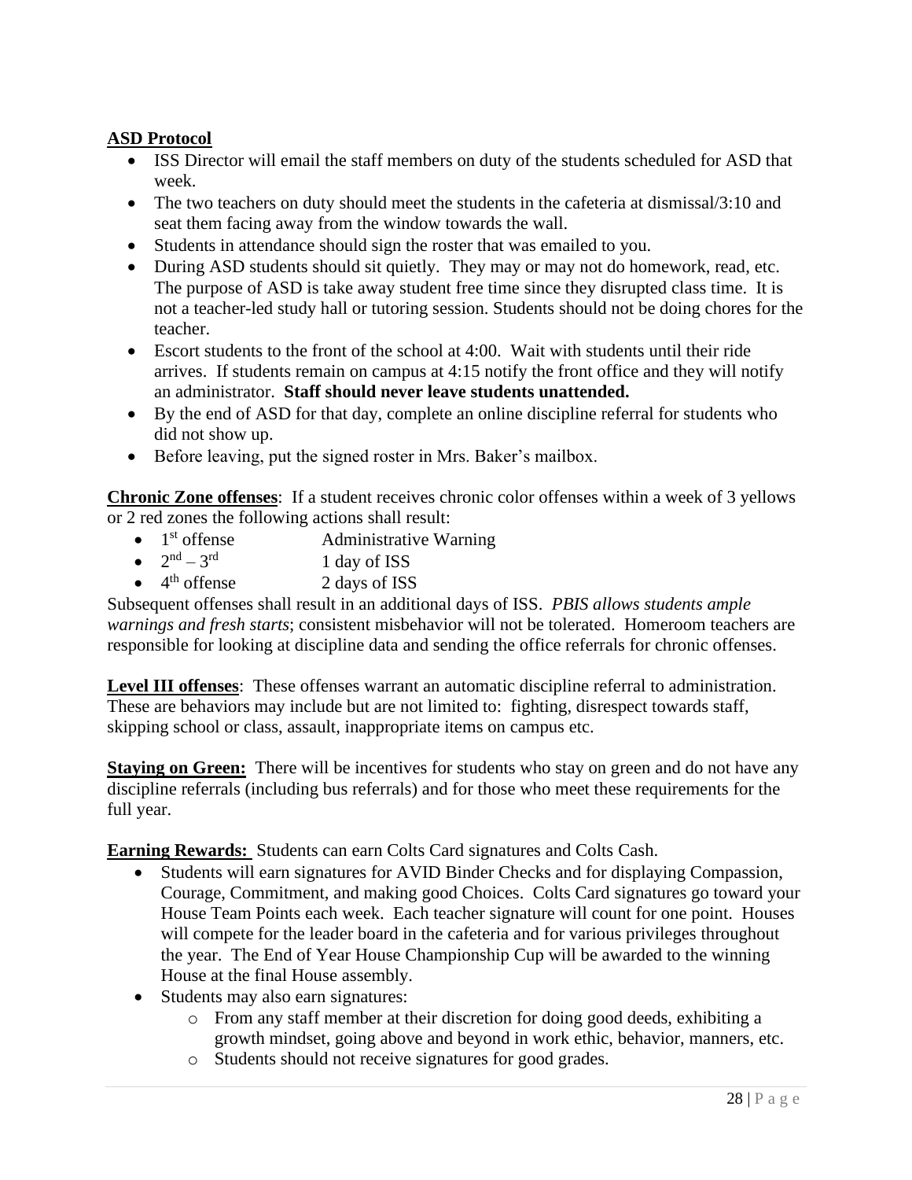**ASD Protocol**

- ISS Director will email the staff members on duty of the students scheduled for ASD that week.
- The two teachers on duty should meet the students in the cafeteria at dismissal/3:10 and seat them facing away from the window towards the wall.
- Students in attendance should sign the roster that was emailed to you.
- During ASD students should sit quietly. They may or may not do homework, read, etc. The purpose of ASD is take away student free time since they disrupted class time. It is not a teacher-led study hall or tutoring session. Students should not be doing chores for the teacher.
- Escort students to the front of the school at 4:00. Wait with students until their ride arrives. If students remain on campus at 4:15 notify the front office and they will notify an administrator. **Staff should never leave students unattended.**
- By the end of ASD for that day, complete an online discipline referral for students who did not show up.
- Before leaving, put the signed roster in Mrs. Baker's mailbox.

**Chronic Zone offenses**: If a student receives chronic color offenses within a week of 3 yellows or 2 red zones the following actions shall result:

- 1st offense — Administrative Warning
- 2nd – 3rd — 1 day of ISS
- 4th offense — 2 days of ISS

Subsequent offenses shall result in an additional days of ISS. *PBIS allows students ample warnings and fresh starts*; consistent misbehavior will not be tolerated. Homeroom teachers are responsible for looking at discipline data and sending the office referrals for chronic offenses.

**Level III offenses**: These offenses warrant an automatic discipline referral to administration. These are behaviors may include but are not limited to: fighting, disrespect towards staff, skipping school or class, assault, inappropriate items on campus etc.

**Staying on Green:** There will be incentives for students who stay on green and do not have any discipline referrals (including bus referrals) and for those who meet these requirements for the full year.

**Earning Rewards:** Students can earn Colts Card signatures and Colts Cash.

- Students will earn signatures for AVID Binder Checks and for displaying Compassion, Courage, Commitment, and making good Choices. Colts Card signatures go toward your House Team Points each week. Each teacher signature will count for one point. Houses will compete for the leader board in the cafeteria and for various privileges throughout the year. The End of Year House Championship Cup will be awarded to the winning House at the final House assembly.
- Students may also earn signatures:
  - From any staff member at their discretion for doing good deeds, exhibiting a growth mindset, going above and beyond in work ethic, behavior, manners, etc.
  - Students should not receive signatures for good grades.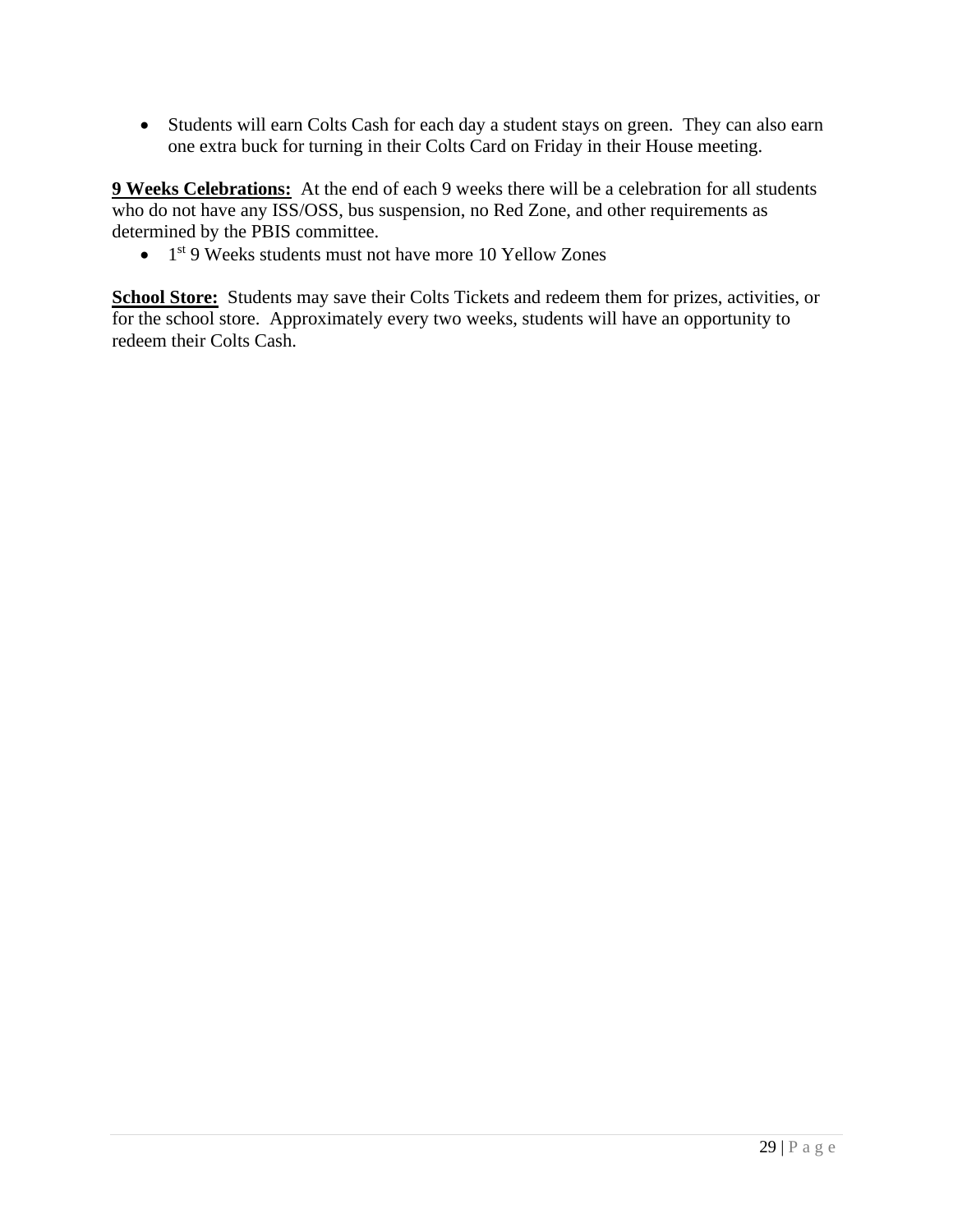- Students will earn Colts Cash for each day a student stays on green. They can also earn one extra buck for turning in their Colts Card on Friday in their House meeting.

**9 Weeks Celebrations:** At the end of each 9 weeks there will be a celebration for all students who do not have any ISS/OSS, bus suspension, no Red Zone, and other requirements as determined by the PBIS committee.

- 1st 9 Weeks students must not have more 10 Yellow Zones

**School Store:** Students may save their Colts Tickets and redeem them for prizes, activities, or for the school store. Approximately every two weeks, students will have an opportunity to redeem their Colts Cash.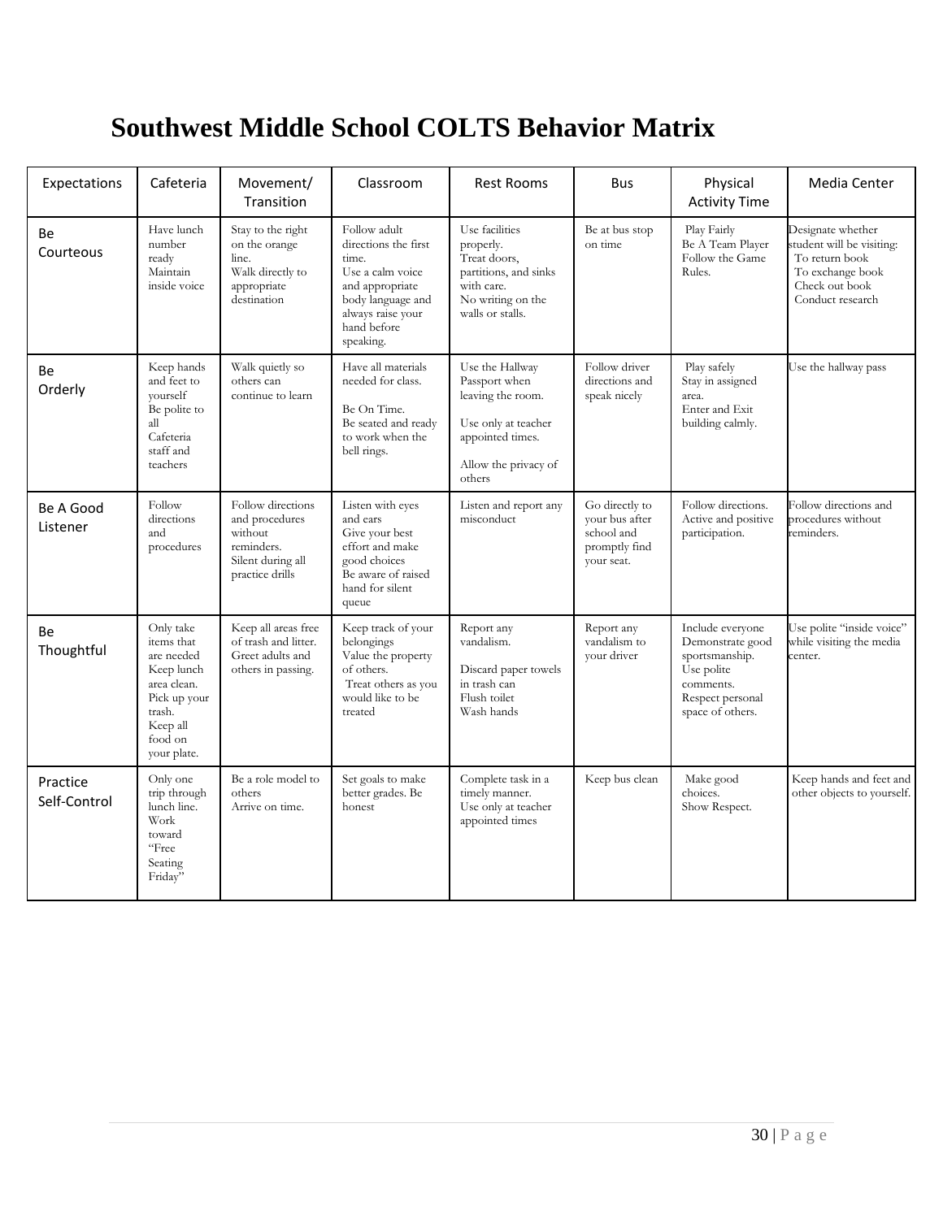# Southwest Middle School COLTS Behavior Matrix

| Expectations | Cafeteria | Movement/ Transition | Classroom | Rest Rooms | Bus | Physical Activity Time | Media Center |
|---|---|---|---|---|---|---|---|
| Be Courteous | Have lunch number ready<br>Maintain inside voice | Stay to the right on the orange line.<br>Walk directly to appropriate destination | Follow adult directions the first time.<br>Use a calm voice and appropriate body language and always raise your hand before speaking. | Use facilities properly.<br>Treat doors, partitions, and sinks with care.<br>No writing on the walls or stalls. | Be at bus stop on time | Play Fairly<br>Be A Team Player<br>Follow the Game Rules. | Designate whether student will be visiting:<br>To return book<br>To exchange book<br>Check out book<br>Conduct research |
| Be Orderly | Keep hands and feet to yourself<br>Be polite to all Cafeteria staff and teachers | Walk quietly so others can continue to learn | Have all materials needed for class.<br><br>Be On Time.<br>Be seated and ready to work when the bell rings. | Use the Hallway Passport when leaving the room.<br><br>Use only at teacher appointed times.<br><br>Allow the privacy of others | Follow driver directions and speak nicely | Play safely<br>Stay in assigned area.<br>Enter and Exit building calmly. | Use the hallway pass |
| Be A Good Listener | Follow directions and procedures | Follow directions and procedures without reminders.<br>Silent during all practice drills | Listen with eyes and ears<br>Give your best effort and make good choices<br>Be aware of raised hand for silent queue | Listen and report any misconduct | Go directly to your bus after school and promptly find your seat. | Follow directions.<br>Active and positive participation. | Follow directions and procedures without reminders. |
| Be Thoughtful | Only take items that are needed<br>Keep lunch area clean.<br>Pick up your trash.<br>Keep all food on your plate. | Keep all areas free of trash and litter.<br>Greet adults and others in passing. | Keep track of your belongings<br>Value the property of others.<br>Treat others as you would like to be treated | Report any vandalism.<br><br>Discard paper towels in trash can<br>Flush toilet<br>Wash hands | Report any vandalism to your driver | Include everyone<br>Demonstrate good sportsmanship.<br>Use polite comments.<br>Respect personal space of others. | Use polite "inside voice" while visiting the media center. |
| Practice Self-Control | Only one trip through lunch line.<br>Work toward "Free Seating Friday" | Be a role model to others<br>Arrive on time. | Set goals to make better grades. Be honest | Complete task in a timely manner.<br>Use only at teacher appointed times | Keep bus clean | Make good choices.<br>Show Respect. | Keep hands and feet and other objects to yourself. |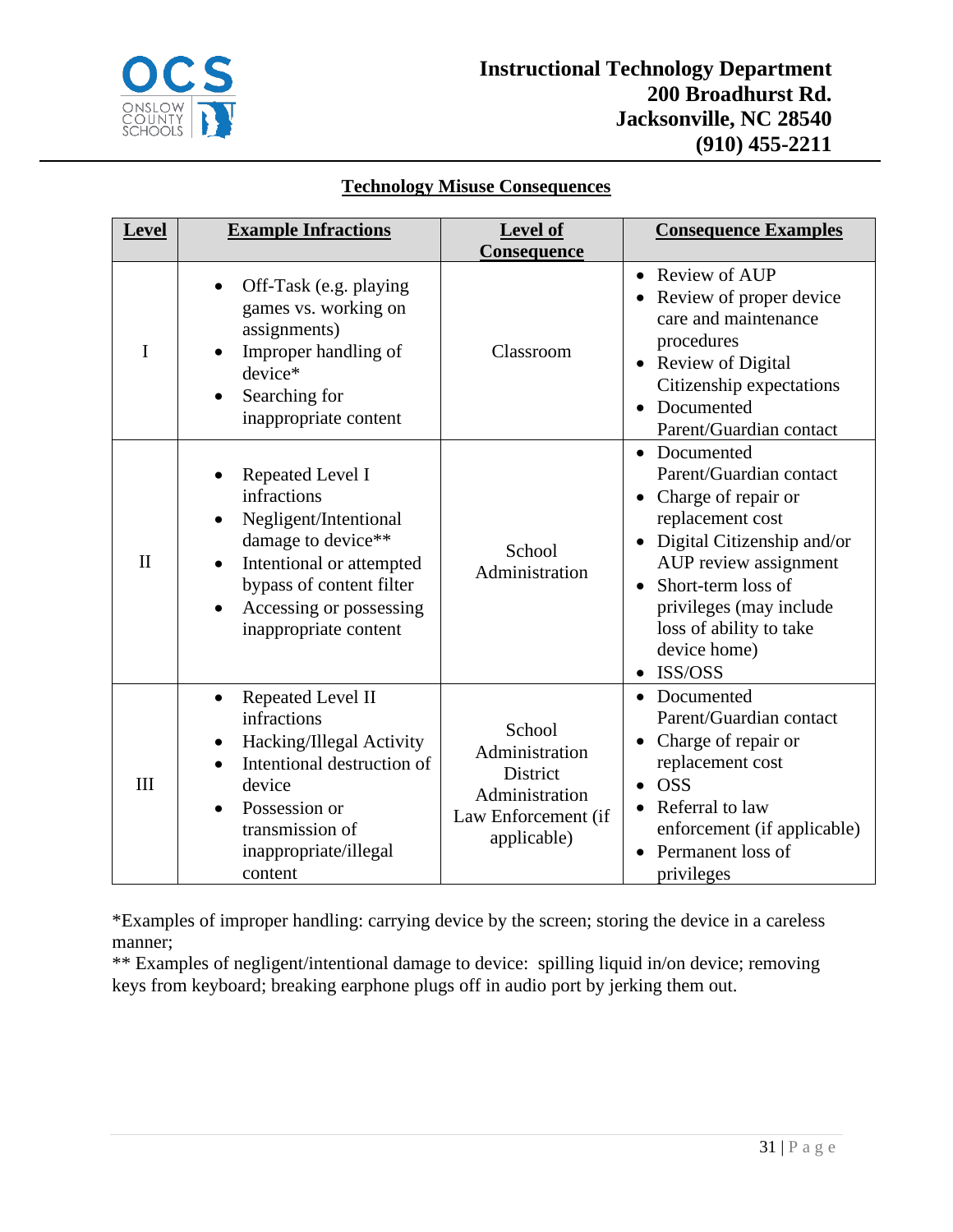Instructional Technology Department
200 Broadhurst Rd.
Jacksonville, NC 28540
(910) 455-2211

## Technology Misuse Consequences

| Level | Example Infractions | Level of Consequence | Consequence Examples |
|---|---|---|---|
| I | • Off-Task (e.g. playing games vs. working on assignments)<br>• Improper handling of device*<br>• Searching for inappropriate content | Classroom | • Review of AUP<br>• Review of proper device care and maintenance procedures<br>• Review of Digital Citizenship expectations<br>• Documented Parent/Guardian contact |
| II | • Repeated Level I infractions<br>• Negligent/Intentional damage to device**<br>• Intentional or attempted bypass of content filter<br>• Accessing or possessing inappropriate content | School Administration | • Documented Parent/Guardian contact<br>• Charge of repair or replacement cost<br>• Digital Citizenship and/or AUP review assignment<br>• Short-term loss of privileges (may include loss of ability to take device home)<br>• ISS/OSS |
| III | • Repeated Level II infractions<br>• Hacking/Illegal Activity<br>• Intentional destruction of device<br>• Possession or transmission of inappropriate/illegal content | School Administration<br>District Administration<br>Law Enforcement (if applicable) | • Documented Parent/Guardian contact<br>• Charge of repair or replacement cost<br>• OSS<br>• Referral to law enforcement (if applicable)<br>• Permanent loss of privileges |

*Examples of improper handling: carrying device by the screen; storing the device in a careless manner;

** Examples of negligent/intentional damage to device: spilling liquid in/on device; removing keys from keyboard; breaking earphone plugs off in audio port by jerking them out.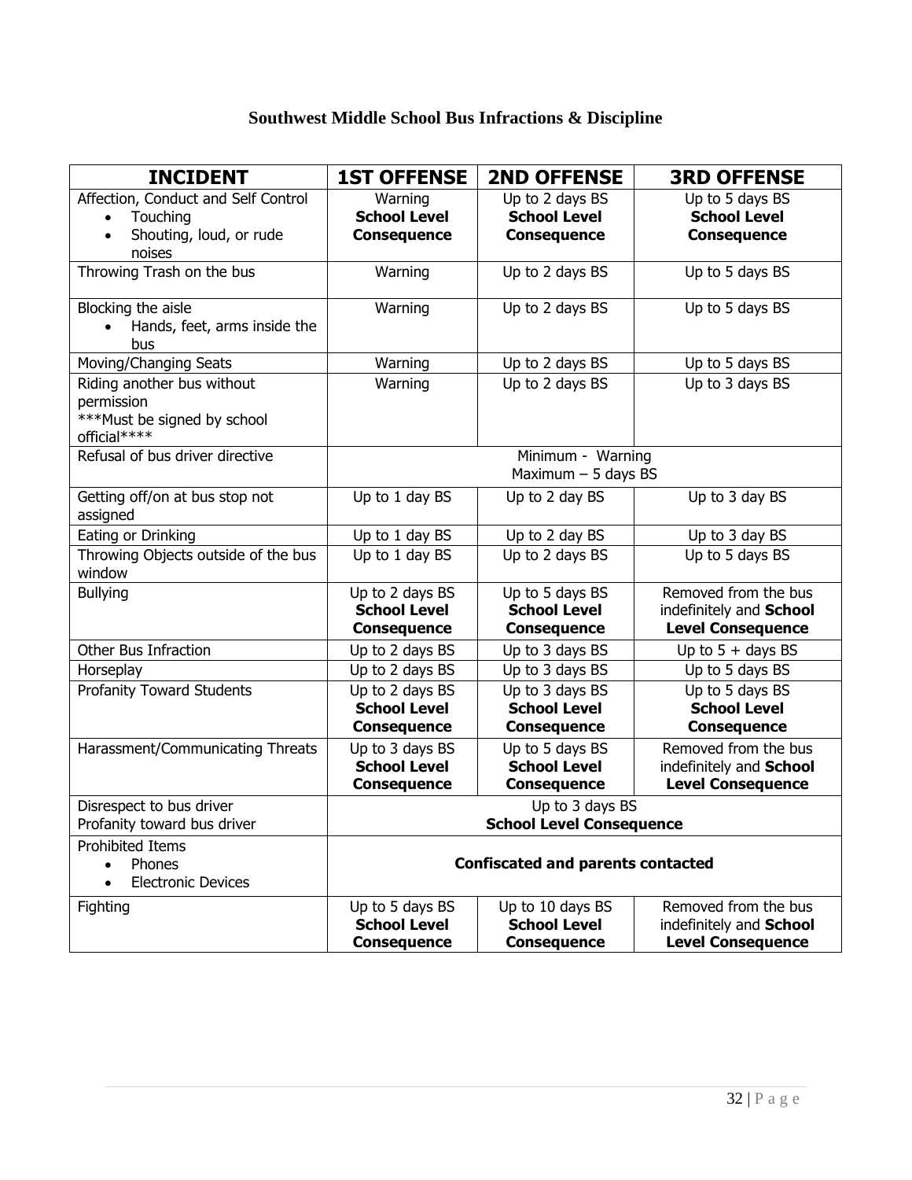## Southwest Middle School Bus Infractions & Discipline

| INCIDENT | 1ST OFFENSE | 2ND OFFENSE | 3RD OFFENSE |
|---|---|---|---|
| Affection, Conduct and Self Control<br>• Touching<br>• Shouting, loud, or rude noises | Warning<br>**School Level Consequence** | Up to 2 days BS<br>**School Level Consequence** | Up to 5 days BS<br>**School Level Consequence** |
| Throwing Trash on the bus | Warning | Up to 2 days BS | Up to 5 days BS |
| Blocking the aisle<br>• Hands, feet, arms inside the bus | Warning | Up to 2 days BS | Up to 5 days BS |
| Moving/Changing Seats | Warning | Up to 2 days BS | Up to 5 days BS |
| Riding another bus without permission<br>***Must be signed by school official**** | Warning | Up to 2 days BS | Up to 3 days BS |
| Refusal of bus driver directive | Minimum - Warning<br>Maximum – 5 days BS | | |
| Getting off/on at bus stop not assigned | Up to 1 day BS | Up to 2 day BS | Up to 3 day BS |
| Eating or Drinking | Up to 1 day BS | Up to 2 day BS | Up to 3 day BS |
| Throwing Objects outside of the bus window | Up to 1 day BS | Up to 2 days BS | Up to 5 days BS |
| Bullying | Up to 2 days BS<br>**School Level Consequence** | Up to 5 days BS<br>**School Level Consequence** | Removed from the bus indefinitely and **School Level Consequence** |
| Other Bus Infraction | Up to 2 days BS | Up to 3 days BS | Up to 5 + days BS |
| Horseplay | Up to 2 days BS | Up to 3 days BS | Up to 5 days BS |
| Profanity Toward Students | Up to 2 days BS<br>**School Level Consequence** | Up to 3 days BS<br>**School Level Consequence** | Up to 5 days BS<br>**School Level Consequence** |
| Harassment/Communicating Threats | Up to 3 days BS<br>**School Level Consequence** | Up to 5 days BS<br>**School Level Consequence** | Removed from the bus indefinitely and **School Level Consequence** |
| Disrespect to bus driver<br>Profanity toward bus driver | Up to 3 days BS<br>**School Level Consequence** | | |
| Prohibited Items<br>• Phones<br>• Electronic Devices | **Confiscated and parents contacted** | | |
| Fighting | Up to 5 days BS<br>**School Level Consequence** | Up to 10 days BS<br>**School Level Consequence** | Removed from the bus indefinitely and **School Level Consequence** |